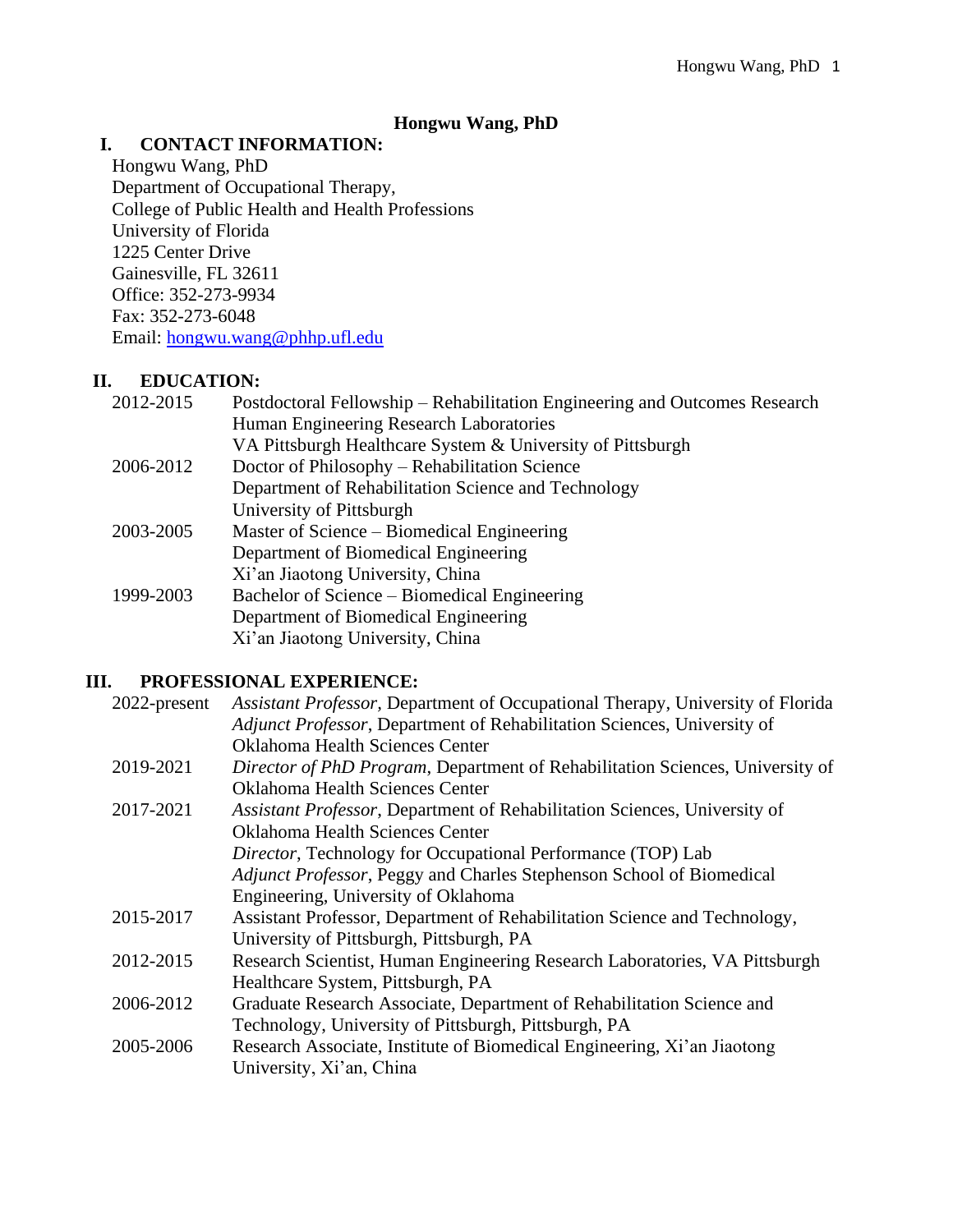# Hongwu Wang, PhD

## I. CONTACT INFORMATION:

Hongwu Wang, PhD
Department of Occupational Therapy,
College of Public Health and Health Professions
University of Florida
1225 Center Drive
Gainesville, FL 32611
Office: 352-273-9934
Fax: 352-273-6048
Email: hongwu.wang@phhp.ufl.edu

## II. EDUCATION:

| | |
|---|---|
| 2012-2015 | Postdoctoral Fellowship – Rehabilitation Engineering and Outcomes Research<br>Human Engineering Research Laboratories<br>VA Pittsburgh Healthcare System & University of Pittsburgh |
| 2006-2012 | Doctor of Philosophy – Rehabilitation Science<br>Department of Rehabilitation Science and Technology<br>University of Pittsburgh |
| 2003-2005 | Master of Science – Biomedical Engineering<br>Department of Biomedical Engineering<br>Xi'an Jiaotong University, China |
| 1999-2003 | Bachelor of Science – Biomedical Engineering<br>Department of Biomedical Engineering<br>Xi'an Jiaotong University, China |

## III. PROFESSIONAL EXPERIENCE:

| | |
|---|---|
| 2022-present | *Assistant Professor*, Department of Occupational Therapy, University of Florida<br>*Adjunct Professor*, Department of Rehabilitation Sciences, University of Oklahoma Health Sciences Center |
| 2019-2021 | *Director of PhD Program*, Department of Rehabilitation Sciences, University of Oklahoma Health Sciences Center |
| 2017-2021 | *Assistant Professor*, Department of Rehabilitation Sciences, University of Oklahoma Health Sciences Center<br>*Director*, Technology for Occupational Performance (TOP) Lab<br>*Adjunct Professor*, Peggy and Charles Stephenson School of Biomedical Engineering, University of Oklahoma |
| 2015-2017 | Assistant Professor, Department of Rehabilitation Science and Technology, University of Pittsburgh, Pittsburgh, PA |
| 2012-2015 | Research Scientist, Human Engineering Research Laboratories, VA Pittsburgh Healthcare System, Pittsburgh, PA |
| 2006-2012 | Graduate Research Associate, Department of Rehabilitation Science and Technology, University of Pittsburgh, Pittsburgh, PA |
| 2005-2006 | Research Associate, Institute of Biomedical Engineering, Xi'an Jiaotong University, Xi'an, China |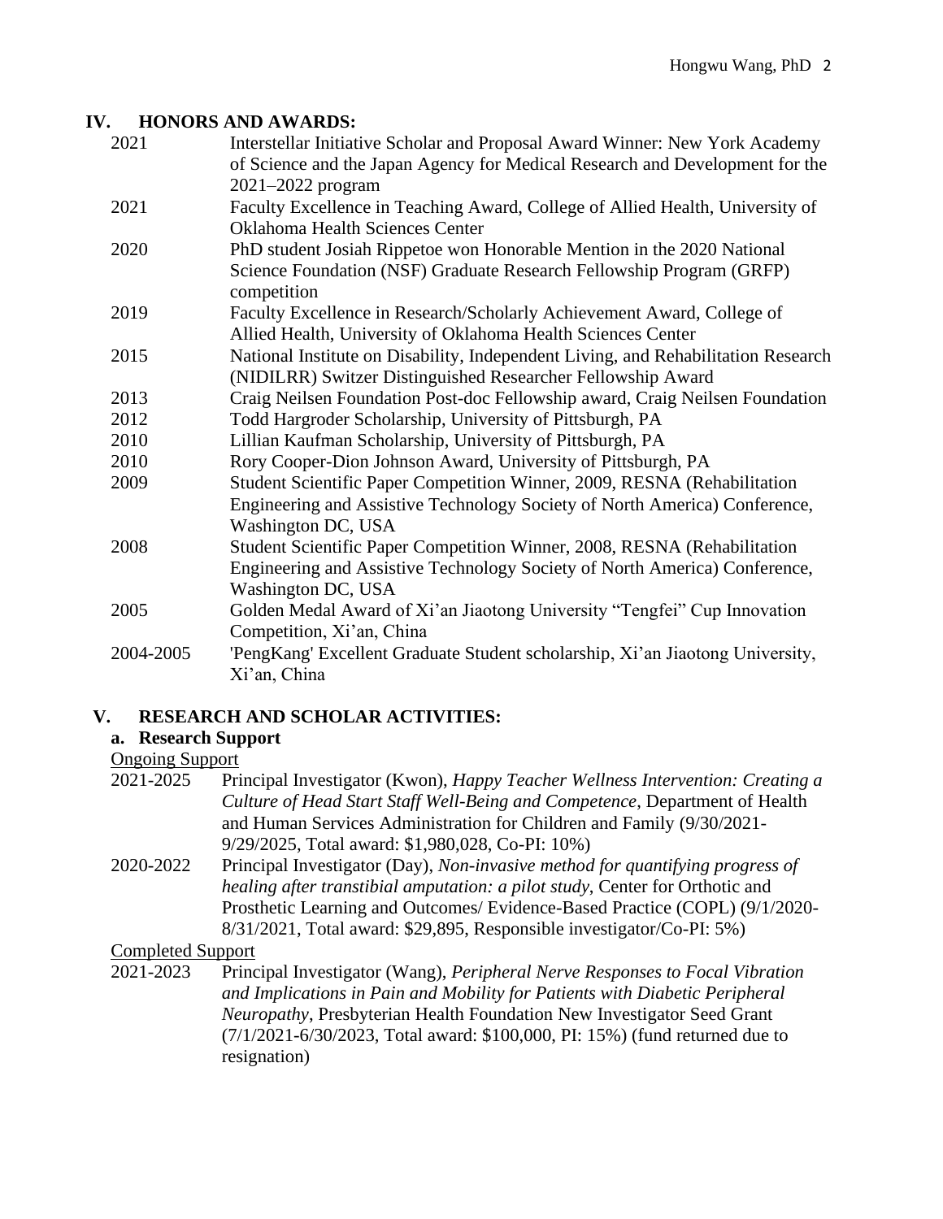## IV. HONORS AND AWARDS:

| | |
|---|---|
| 2021 | Interstellar Initiative Scholar and Proposal Award Winner: New York Academy of Science and the Japan Agency for Medical Research and Development for the 2021–2022 program |
| 2021 | Faculty Excellence in Teaching Award, College of Allied Health, University of Oklahoma Health Sciences Center |
| 2020 | PhD student Josiah Rippetoe won Honorable Mention in the 2020 National Science Foundation (NSF) Graduate Research Fellowship Program (GRFP) competition |
| 2019 | Faculty Excellence in Research/Scholarly Achievement Award, College of Allied Health, University of Oklahoma Health Sciences Center |
| 2015 | National Institute on Disability, Independent Living, and Rehabilitation Research (NIDILRR) Switzer Distinguished Researcher Fellowship Award |
| 2013 | Craig Neilsen Foundation Post-doc Fellowship award, Craig Neilsen Foundation |
| 2012 | Todd Hargroder Scholarship, University of Pittsburgh, PA |
| 2010 | Lillian Kaufman Scholarship, University of Pittsburgh, PA |
| 2010 | Rory Cooper-Dion Johnson Award, University of Pittsburgh, PA |
| 2009 | Student Scientific Paper Competition Winner, 2009, RESNA (Rehabilitation Engineering and Assistive Technology Society of North America) Conference, Washington DC, USA |
| 2008 | Student Scientific Paper Competition Winner, 2008, RESNA (Rehabilitation Engineering and Assistive Technology Society of North America) Conference, Washington DC, USA |
| 2005 | Golden Medal Award of Xi'an Jiaotong University "Tengfei" Cup Innovation Competition, Xi'an, China |
| 2004-2005 | 'PengKang' Excellent Graduate Student scholarship, Xi'an Jiaotong University, Xi'an, China |

## V. RESEARCH AND SCHOLAR ACTIVITIES:

### a. Research Support

Ongoing Support

| | |
|---|---|
| 2021-2025 | Principal Investigator (Kwon), *Happy Teacher Wellness Intervention: Creating a Culture of Head Start Staff Well-Being and Competence*, Department of Health and Human Services Administration for Children and Family (9/30/2021-9/29/2025, Total award: $1,980,028, Co-PI: 10%) |
| 2020-2022 | Principal Investigator (Day), *Non-invasive method for quantifying progress of healing after transtibial amputation: a pilot study*, Center for Orthotic and Prosthetic Learning and Outcomes/ Evidence-Based Practice (COPL) (9/1/2020-8/31/2021, Total award: $29,895, Responsible investigator/Co-PI: 5%) |

Completed Support

| | |
|---|---|
| 2021-2023 | Principal Investigator (Wang), *Peripheral Nerve Responses to Focal Vibration and Implications in Pain and Mobility for Patients with Diabetic Peripheral Neuropathy*, Presbyterian Health Foundation New Investigator Seed Grant (7/1/2021-6/30/2023, Total award: $100,000, PI: 15%) (fund returned due to resignation) |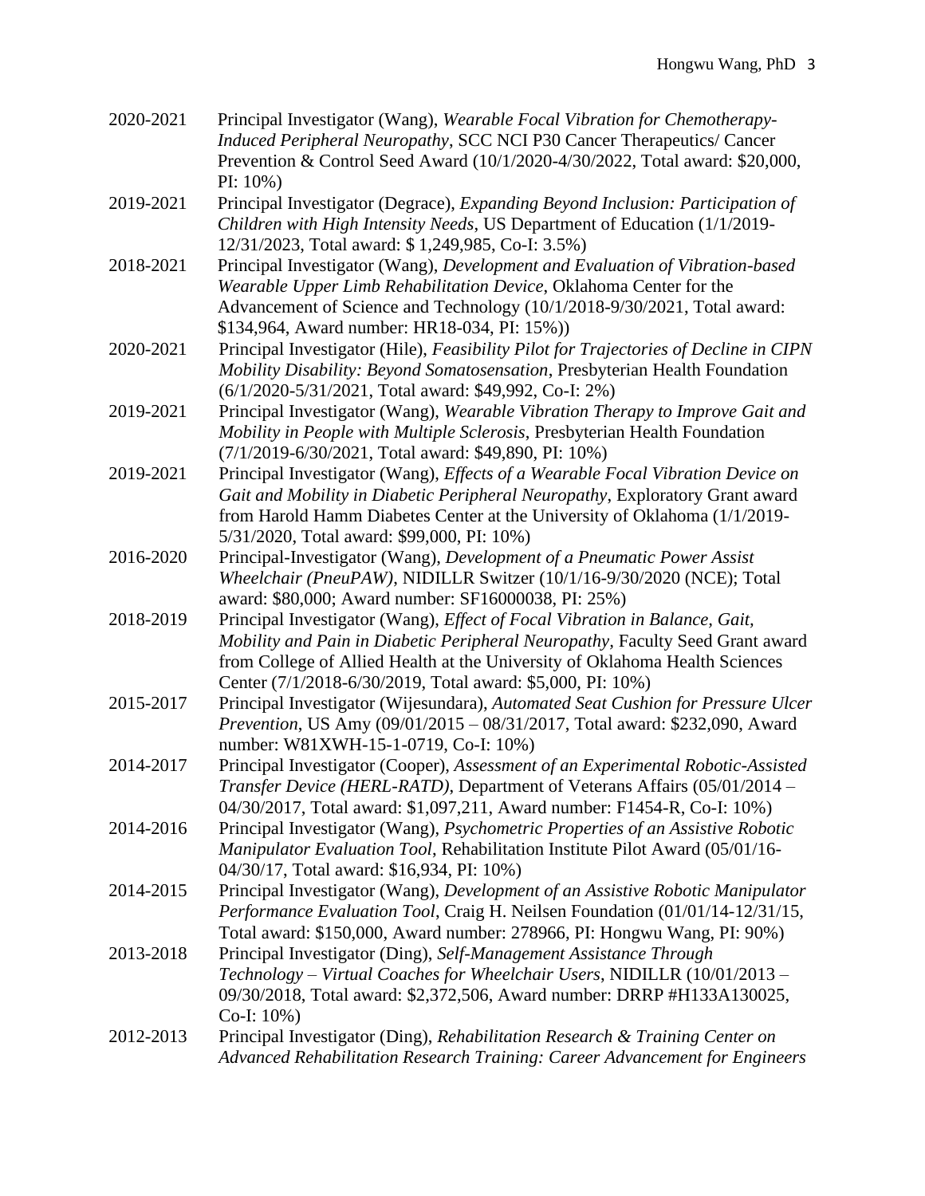2020-2021 Principal Investigator (Wang), *Wearable Focal Vibration for Chemotherapy-Induced Peripheral Neuropathy*, SCC NCI P30 Cancer Therapeutics/ Cancer Prevention & Control Seed Award (10/1/2020-4/30/2022, Total award: $20,000, PI: 10%)

2019-2021 Principal Investigator (Degrace), *Expanding Beyond Inclusion: Participation of Children with High Intensity Needs*, US Department of Education (1/1/2019-12/31/2023, Total award: $ 1,249,985, Co-I: 3.5%)

2018-2021 Principal Investigator (Wang), *Development and Evaluation of Vibration-based Wearable Upper Limb Rehabilitation Device*, Oklahoma Center for the Advancement of Science and Technology (10/1/2018-9/30/2021, Total award: $134,964, Award number: HR18-034, PI: 15%))

2020-2021 Principal Investigator (Hile), *Feasibility Pilot for Trajectories of Decline in CIPN Mobility Disability: Beyond Somatosensation*, Presbyterian Health Foundation (6/1/2020-5/31/2021, Total award: $49,992, Co-I: 2%)

2019-2021 Principal Investigator (Wang), *Wearable Vibration Therapy to Improve Gait and Mobility in People with Multiple Sclerosis*, Presbyterian Health Foundation (7/1/2019-6/30/2021, Total award: $49,890, PI: 10%)

2019-2021 Principal Investigator (Wang), *Effects of a Wearable Focal Vibration Device on Gait and Mobility in Diabetic Peripheral Neuropathy*, Exploratory Grant award from Harold Hamm Diabetes Center at the University of Oklahoma (1/1/2019-5/31/2020, Total award: $99,000, PI: 10%)

2016-2020 Principal-Investigator (Wang), *Development of a Pneumatic Power Assist Wheelchair (PneuPAW)*, NIDILLR Switzer (10/1/16-9/30/2020 (NCE); Total award: $80,000; Award number: SF16000038, PI: 25%)

2018-2019 Principal Investigator (Wang), *Effect of Focal Vibration in Balance, Gait, Mobility and Pain in Diabetic Peripheral Neuropathy*, Faculty Seed Grant award from College of Allied Health at the University of Oklahoma Health Sciences Center (7/1/2018-6/30/2019, Total award: $5,000, PI: 10%)

2015-2017 Principal Investigator (Wijesundara), *Automated Seat Cushion for Pressure Ulcer Prevention*, US Amy (09/01/2015 – 08/31/2017, Total award: $232,090, Award number: W81XWH-15-1-0719, Co-I: 10%)

2014-2017 Principal Investigator (Cooper), *Assessment of an Experimental Robotic-Assisted Transfer Device (HERL-RATD)*, Department of Veterans Affairs (05/01/2014 – 04/30/2017, Total award: $1,097,211, Award number: F1454-R, Co-I: 10%)

2014-2016 Principal Investigator (Wang), *Psychometric Properties of an Assistive Robotic Manipulator Evaluation Tool*, Rehabilitation Institute Pilot Award (05/01/16-04/30/17, Total award: $16,934, PI: 10%)

2014-2015 Principal Investigator (Wang), *Development of an Assistive Robotic Manipulator Performance Evaluation Tool*, Craig H. Neilsen Foundation (01/01/14-12/31/15, Total award: $150,000, Award number: 278966, PI: Hongwu Wang, PI: 90%)

2013-2018 Principal Investigator (Ding), *Self-Management Assistance Through Technology – Virtual Coaches for Wheelchair Users*, NIDILLR (10/01/2013 – 09/30/2018, Total award: $2,372,506, Award number: DRRP #H133A130025, Co-I: 10%)

2012-2013 Principal Investigator (Ding), *Rehabilitation Research & Training Center on Advanced Rehabilitation Research Training: Career Advancement for Engineers*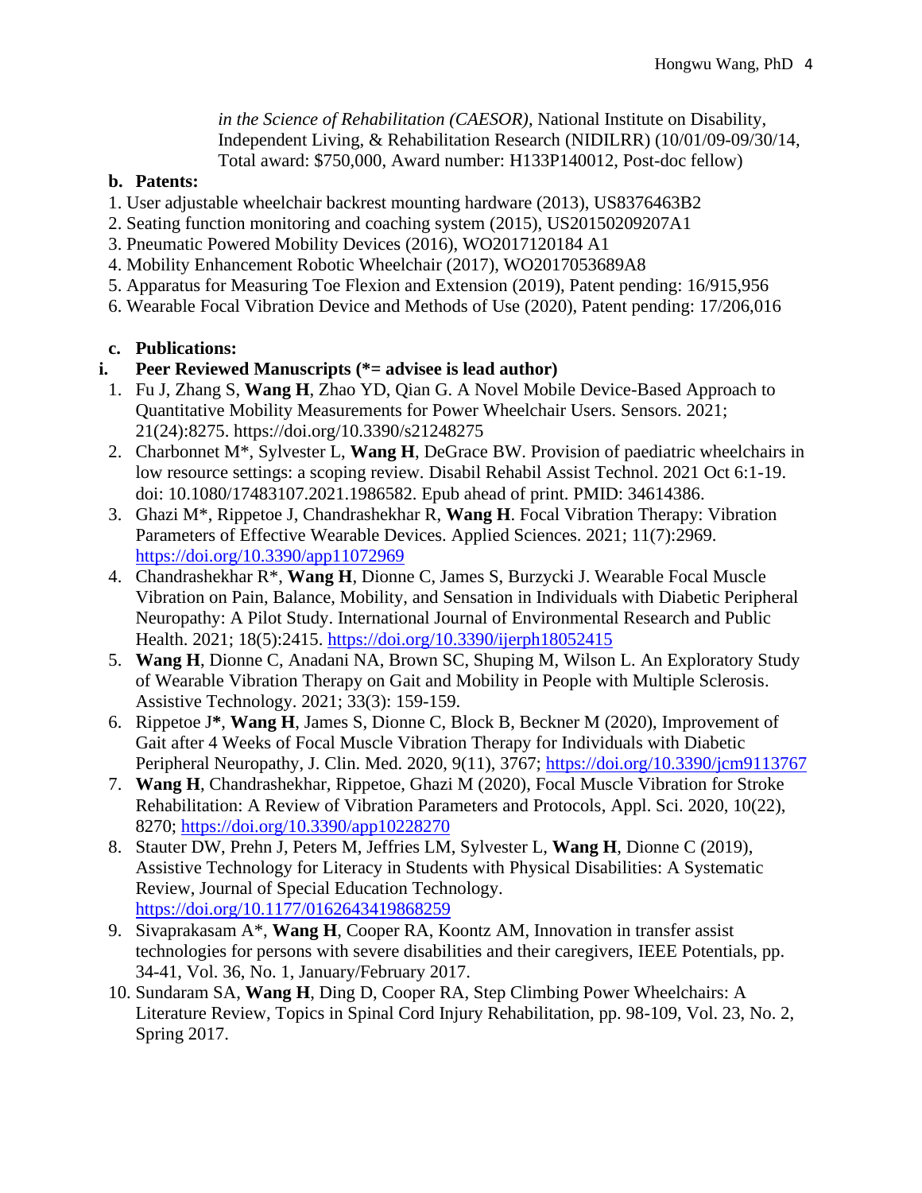*in the Science of Rehabilitation (CAESOR)*, National Institute on Disability, Independent Living, & Rehabilitation Research (NIDILRR) (10/01/09-09/30/14, Total award: $750,000, Award number: H133P140012, Post-doc fellow)

**b. Patents:**

1. User adjustable wheelchair backrest mounting hardware (2013), US8376463B2
2. Seating function monitoring and coaching system (2015), US20150209207A1
3. Pneumatic Powered Mobility Devices (2016), WO2017120184 A1
4. Mobility Enhancement Robotic Wheelchair (2017), WO2017053689A8
5. Apparatus for Measuring Toe Flexion and Extension (2019), Patent pending: 16/915,956
6. Wearable Focal Vibration Device and Methods of Use (2020), Patent pending: 17/206,016

**c. Publications:**

**i. Peer Reviewed Manuscripts (*= advisee is lead author)**

1. Fu J, Zhang S, **Wang H**, Zhao YD, Qian G. A Novel Mobile Device-Based Approach to Quantitative Mobility Measurements for Power Wheelchair Users. Sensors. 2021; 21(24):8275. https://doi.org/10.3390/s21248275
2. Charbonnet M*, Sylvester L, **Wang H**, DeGrace BW. Provision of paediatric wheelchairs in low resource settings: a scoping review. Disabil Rehabil Assist Technol. 2021 Oct 6:1-19. doi: 10.1080/17483107.2021.1986582. Epub ahead of print. PMID: 34614386.
3. Ghazi M*, Rippetoe J, Chandrashekhar R, **Wang H**. Focal Vibration Therapy: Vibration Parameters of Effective Wearable Devices. Applied Sciences. 2021; 11(7):2969. https://doi.org/10.3390/app11072969
4. Chandrashekhar R*, **Wang H**, Dionne C, James S, Burzycki J. Wearable Focal Muscle Vibration on Pain, Balance, Mobility, and Sensation in Individuals with Diabetic Peripheral Neuropathy: A Pilot Study. International Journal of Environmental Research and Public Health. 2021; 18(5):2415. https://doi.org/10.3390/ijerph18052415
5. **Wang H**, Dionne C, Anadani NA, Brown SC, Shuping M, Wilson L. An Exploratory Study of Wearable Vibration Therapy on Gait and Mobility in People with Multiple Sclerosis. Assistive Technology. 2021; 33(3): 159-159.
6. Rippetoe J**\***, **Wang H**, James S, Dionne C, Block B, Beckner M (2020), Improvement of Gait after 4 Weeks of Focal Muscle Vibration Therapy for Individuals with Diabetic Peripheral Neuropathy, J. Clin. Med. 2020, 9(11), 3767; https://doi.org/10.3390/jcm9113767
7. **Wang H**, Chandrashekhar, Rippetoe, Ghazi M (2020), Focal Muscle Vibration for Stroke Rehabilitation: A Review of Vibration Parameters and Protocols, Appl. Sci. 2020, 10(22), 8270; https://doi.org/10.3390/app10228270
8. Stauter DW, Prehn J, Peters M, Jeffries LM, Sylvester L, **Wang H**, Dionne C (2019), Assistive Technology for Literacy in Students with Physical Disabilities: A Systematic Review, Journal of Special Education Technology. https://doi.org/10.1177/0162643419868259
9. Sivaprakasam A*, **Wang H**, Cooper RA, Koontz AM, Innovation in transfer assist technologies for persons with severe disabilities and their caregivers, IEEE Potentials, pp. 34-41, Vol. 36, No. 1, January/February 2017.
10. Sundaram SA, **Wang H**, Ding D, Cooper RA, Step Climbing Power Wheelchairs: A Literature Review, Topics in Spinal Cord Injury Rehabilitation, pp. 98-109, Vol. 23, No. 2, Spring 2017.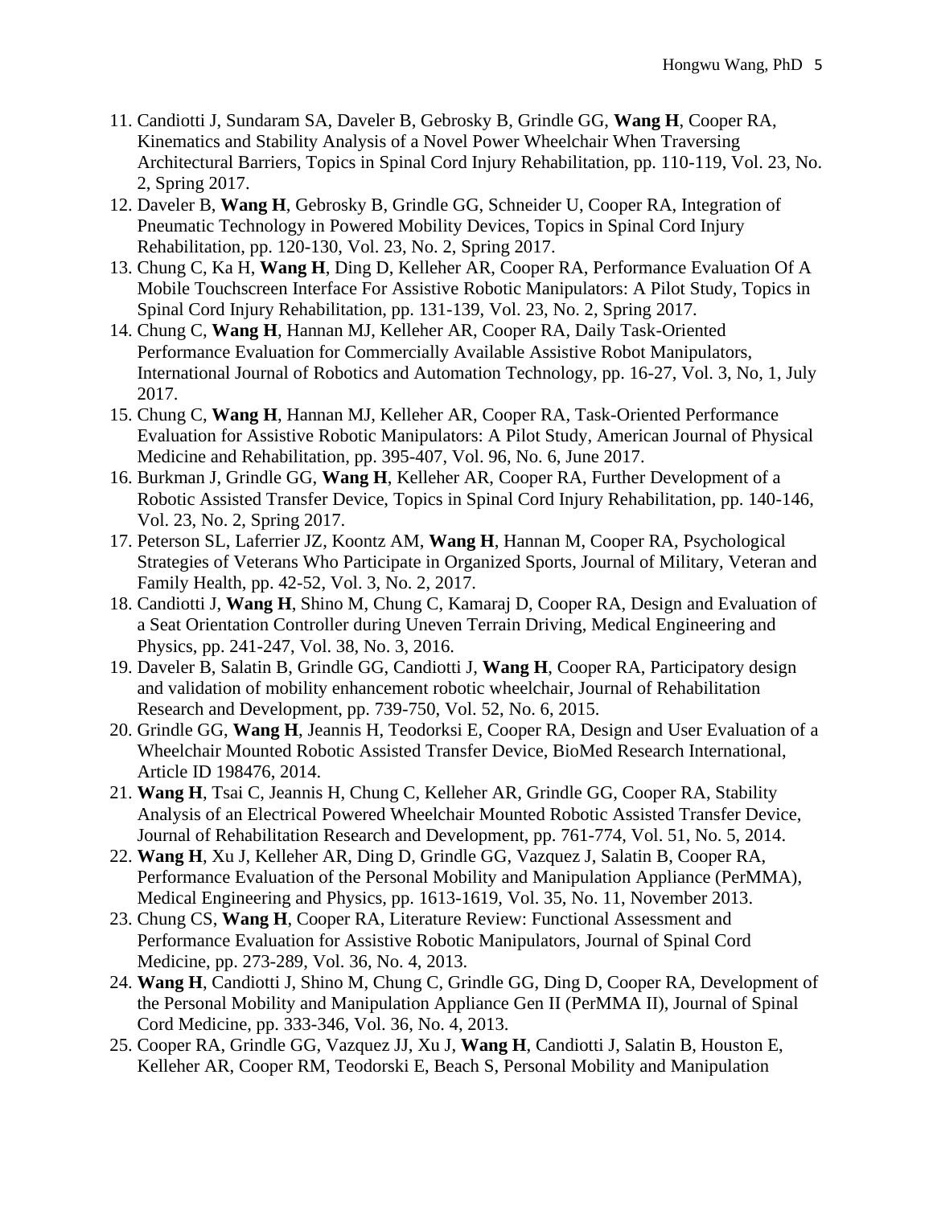11. Candiotti J, Sundaram SA, Daveler B, Gebrosky B, Grindle GG, **Wang H**, Cooper RA, Kinematics and Stability Analysis of a Novel Power Wheelchair When Traversing Architectural Barriers, Topics in Spinal Cord Injury Rehabilitation, pp. 110-119, Vol. 23, No. 2, Spring 2017.
12. Daveler B, **Wang H**, Gebrosky B, Grindle GG, Schneider U, Cooper RA, Integration of Pneumatic Technology in Powered Mobility Devices, Topics in Spinal Cord Injury Rehabilitation, pp. 120-130, Vol. 23, No. 2, Spring 2017.
13. Chung C, Ka H, **Wang H**, Ding D, Kelleher AR, Cooper RA, Performance Evaluation Of A Mobile Touchscreen Interface For Assistive Robotic Manipulators: A Pilot Study, Topics in Spinal Cord Injury Rehabilitation, pp. 131-139, Vol. 23, No. 2, Spring 2017.
14. Chung C, **Wang H**, Hannan MJ, Kelleher AR, Cooper RA, Daily Task-Oriented Performance Evaluation for Commercially Available Assistive Robot Manipulators, International Journal of Robotics and Automation Technology, pp. 16-27, Vol. 3, No, 1, July 2017.
15. Chung C, **Wang H**, Hannan MJ, Kelleher AR, Cooper RA, Task-Oriented Performance Evaluation for Assistive Robotic Manipulators: A Pilot Study, American Journal of Physical Medicine and Rehabilitation, pp. 395-407, Vol. 96, No. 6, June 2017.
16. Burkman J, Grindle GG, **Wang H**, Kelleher AR, Cooper RA, Further Development of a Robotic Assisted Transfer Device, Topics in Spinal Cord Injury Rehabilitation, pp. 140-146, Vol. 23, No. 2, Spring 2017.
17. Peterson SL, Laferrier JZ, Koontz AM, **Wang H**, Hannan M, Cooper RA, Psychological Strategies of Veterans Who Participate in Organized Sports, Journal of Military, Veteran and Family Health, pp. 42-52, Vol. 3, No. 2, 2017.
18. Candiotti J, **Wang H**, Shino M, Chung C, Kamaraj D, Cooper RA, Design and Evaluation of a Seat Orientation Controller during Uneven Terrain Driving, Medical Engineering and Physics, pp. 241-247, Vol. 38, No. 3, 2016.
19. Daveler B, Salatin B, Grindle GG, Candiotti J, **Wang H**, Cooper RA, Participatory design and validation of mobility enhancement robotic wheelchair, Journal of Rehabilitation Research and Development, pp. 739-750, Vol. 52, No. 6, 2015.
20. Grindle GG, **Wang H**, Jeannis H, Teodorksi E, Cooper RA, Design and User Evaluation of a Wheelchair Mounted Robotic Assisted Transfer Device, BioMed Research International, Article ID 198476, 2014.
21. **Wang H**, Tsai C, Jeannis H, Chung C, Kelleher AR, Grindle GG, Cooper RA, Stability Analysis of an Electrical Powered Wheelchair Mounted Robotic Assisted Transfer Device, Journal of Rehabilitation Research and Development, pp. 761-774, Vol. 51, No. 5, 2014.
22. **Wang H**, Xu J, Kelleher AR, Ding D, Grindle GG, Vazquez J, Salatin B, Cooper RA, Performance Evaluation of the Personal Mobility and Manipulation Appliance (PerMMA), Medical Engineering and Physics, pp. 1613-1619, Vol. 35, No. 11, November 2013.
23. Chung CS, **Wang H**, Cooper RA, Literature Review: Functional Assessment and Performance Evaluation for Assistive Robotic Manipulators, Journal of Spinal Cord Medicine, pp. 273-289, Vol. 36, No. 4, 2013.
24. **Wang H**, Candiotti J, Shino M, Chung C, Grindle GG, Ding D, Cooper RA, Development of the Personal Mobility and Manipulation Appliance Gen II (PerMMA II), Journal of Spinal Cord Medicine, pp. 333-346, Vol. 36, No. 4, 2013.
25. Cooper RA, Grindle GG, Vazquez JJ, Xu J, **Wang H**, Candiotti J, Salatin B, Houston E, Kelleher AR, Cooper RM, Teodorski E, Beach S, Personal Mobility and Manipulation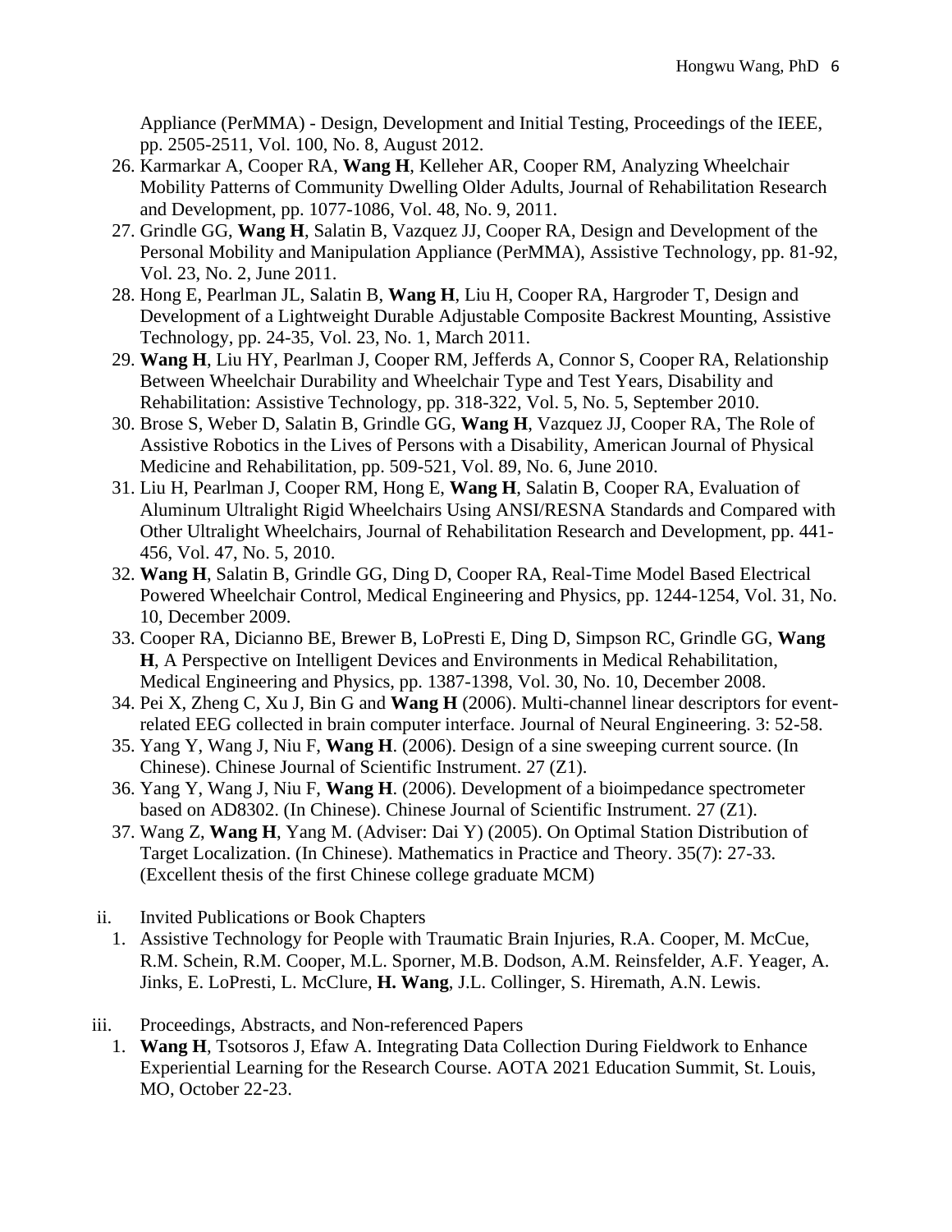Appliance (PerMMA) - Design, Development and Initial Testing, Proceedings of the IEEE, pp. 2505-2511, Vol. 100, No. 8, August 2012.

26. Karmarkar A, Cooper RA, **Wang H**, Kelleher AR, Cooper RM, Analyzing Wheelchair Mobility Patterns of Community Dwelling Older Adults, Journal of Rehabilitation Research and Development, pp. 1077-1086, Vol. 48, No. 9, 2011.
27. Grindle GG, **Wang H**, Salatin B, Vazquez JJ, Cooper RA, Design and Development of the Personal Mobility and Manipulation Appliance (PerMMA), Assistive Technology, pp. 81-92, Vol. 23, No. 2, June 2011.
28. Hong E, Pearlman JL, Salatin B, **Wang H**, Liu H, Cooper RA, Hargroder T, Design and Development of a Lightweight Durable Adjustable Composite Backrest Mounting, Assistive Technology, pp. 24-35, Vol. 23, No. 1, March 2011.
29. **Wang H**, Liu HY, Pearlman J, Cooper RM, Jefferds A, Connor S, Cooper RA, Relationship Between Wheelchair Durability and Wheelchair Type and Test Years, Disability and Rehabilitation: Assistive Technology, pp. 318-322, Vol. 5, No. 5, September 2010.
30. Brose S, Weber D, Salatin B, Grindle GG, **Wang H**, Vazquez JJ, Cooper RA, The Role of Assistive Robotics in the Lives of Persons with a Disability, American Journal of Physical Medicine and Rehabilitation, pp. 509-521, Vol. 89, No. 6, June 2010.
31. Liu H, Pearlman J, Cooper RM, Hong E, **Wang H**, Salatin B, Cooper RA, Evaluation of Aluminum Ultralight Rigid Wheelchairs Using ANSI/RESNA Standards and Compared with Other Ultralight Wheelchairs, Journal of Rehabilitation Research and Development, pp. 441-456, Vol. 47, No. 5, 2010.
32. **Wang H**, Salatin B, Grindle GG, Ding D, Cooper RA, Real-Time Model Based Electrical Powered Wheelchair Control, Medical Engineering and Physics, pp. 1244-1254, Vol. 31, No. 10, December 2009.
33. Cooper RA, Dicianno BE, Brewer B, LoPresti E, Ding D, Simpson RC, Grindle GG, **Wang H**, A Perspective on Intelligent Devices and Environments in Medical Rehabilitation, Medical Engineering and Physics, pp. 1387-1398, Vol. 30, No. 10, December 2008.
34. Pei X, Zheng C, Xu J, Bin G and **Wang H** (2006). Multi-channel linear descriptors for event-related EEG collected in brain computer interface. Journal of Neural Engineering. 3: 52-58.
35. Yang Y, Wang J, Niu F, **Wang H**. (2006). Design of a sine sweeping current source. (In Chinese). Chinese Journal of Scientific Instrument. 27 (Z1).
36. Yang Y, Wang J, Niu F, **Wang H**. (2006). Development of a bioimpedance spectrometer based on AD8302. (In Chinese). Chinese Journal of Scientific Instrument. 27 (Z1).
37. Wang Z, **Wang H**, Yang M. (Adviser: Dai Y) (2005). On Optimal Station Distribution of Target Localization. (In Chinese). Mathematics in Practice and Theory. 35(7): 27-33. (Excellent thesis of the first Chinese college graduate MCM)

ii. Invited Publications or Book Chapters

1. Assistive Technology for People with Traumatic Brain Injuries, R.A. Cooper, M. McCue, R.M. Schein, R.M. Cooper, M.L. Sporner, M.B. Dodson, A.M. Reinsfelder, A.F. Yeager, A. Jinks, E. LoPresti, L. McClure, **H. Wang**, J.L. Collinger, S. Hiremath, A.N. Lewis.

iii. Proceedings, Abstracts, and Non-referenced Papers

1. **Wang H**, Tsotsoros J, Efaw A. Integrating Data Collection During Fieldwork to Enhance Experiential Learning for the Research Course. AOTA 2021 Education Summit, St. Louis, MO, October 22-23.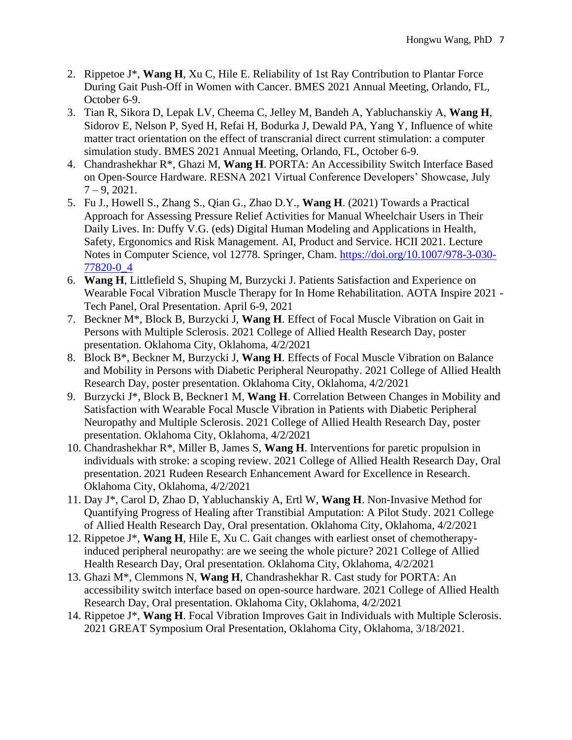2. Rippetoe J*, **Wang H**, Xu C, Hile E. Reliability of 1st Ray Contribution to Plantar Force During Gait Push-Off in Women with Cancer. BMES 2021 Annual Meeting, Orlando, FL, October 6-9.
3. Tian R, Sikora D, Lepak LV, Cheema C, Jelley M, Bandeh A, Yabluchanskiy A, **Wang H**, Sidorov E, Nelson P, Syed H, Refai H, Bodurka J, Dewald PA, Yang Y, Influence of white matter tract orientation on the effect of transcranial direct current stimulation: a computer simulation study. BMES 2021 Annual Meeting, Orlando, FL, October 6-9.
4. Chandrashekhar R*, Ghazi M, **Wang H**. PORTA: An Accessibility Switch Interface Based on Open-Source Hardware. RESNA 2021 Virtual Conference Developers' Showcase, July 7 – 9, 2021.
5. Fu J., Howell S., Zhang S., Qian G., Zhao D.Y., **Wang H**. (2021) Towards a Practical Approach for Assessing Pressure Relief Activities for Manual Wheelchair Users in Their Daily Lives. In: Duffy V.G. (eds) Digital Human Modeling and Applications in Health, Safety, Ergonomics and Risk Management. AI, Product and Service. HCII 2021. Lecture Notes in Computer Science, vol 12778. Springer, Cham. https://doi.org/10.1007/978-3-030-77820-0_4
6. **Wang H**, Littlefield S, Shuping M, Burzycki J. Patients Satisfaction and Experience on Wearable Focal Vibration Muscle Therapy for In Home Rehabilitation. AOTA Inspire 2021 - Tech Panel, Oral Presentation. April 6-9, 2021
7. Beckner M*, Block B, Burzycki J, **Wang H**. Effect of Focal Muscle Vibration on Gait in Persons with Multiple Sclerosis. 2021 College of Allied Health Research Day, poster presentation. Oklahoma City, Oklahoma, 4/2/2021
8. Block B*, Beckner M, Burzycki J, **Wang H**. Effects of Focal Muscle Vibration on Balance and Mobility in Persons with Diabetic Peripheral Neuropathy. 2021 College of Allied Health Research Day, poster presentation. Oklahoma City, Oklahoma, 4/2/2021
9. Burzycki J*, Block B, Beckner1 M, **Wang H**. Correlation Between Changes in Mobility and Satisfaction with Wearable Focal Muscle Vibration in Patients with Diabetic Peripheral Neuropathy and Multiple Sclerosis. 2021 College of Allied Health Research Day, poster presentation. Oklahoma City, Oklahoma, 4/2/2021
10. Chandrashekhar R*, Miller B, James S, **Wang H**. Interventions for paretic propulsion in individuals with stroke: a scoping review. 2021 College of Allied Health Research Day, Oral presentation. 2021 Rudeen Research Enhancement Award for Excellence in Research. Oklahoma City, Oklahoma, 4/2/2021
11. Day J*, Carol D, Zhao D, Yabluchanskiy A, Ertl W, **Wang H**. Non-Invasive Method for Quantifying Progress of Healing after Transtibial Amputation: A Pilot Study. 2021 College of Allied Health Research Day, Oral presentation. Oklahoma City, Oklahoma, 4/2/2021
12. Rippetoe J*, **Wang H**, Hile E, Xu C. Gait changes with earliest onset of chemotherapy-induced peripheral neuropathy: are we seeing the whole picture? 2021 College of Allied Health Research Day, Oral presentation. Oklahoma City, Oklahoma, 4/2/2021
13. Ghazi M*, Clemmons N, **Wang H**, Chandrashekhar R. Cast study for PORTA: An accessibility switch interface based on open-source hardware. 2021 College of Allied Health Research Day, Oral presentation. Oklahoma City, Oklahoma, 4/2/2021
14. Rippetoe J*, **Wang H**. Focal Vibration Improves Gait in Individuals with Multiple Sclerosis. 2021 GREAT Symposium Oral Presentation, Oklahoma City, Oklahoma, 3/18/2021.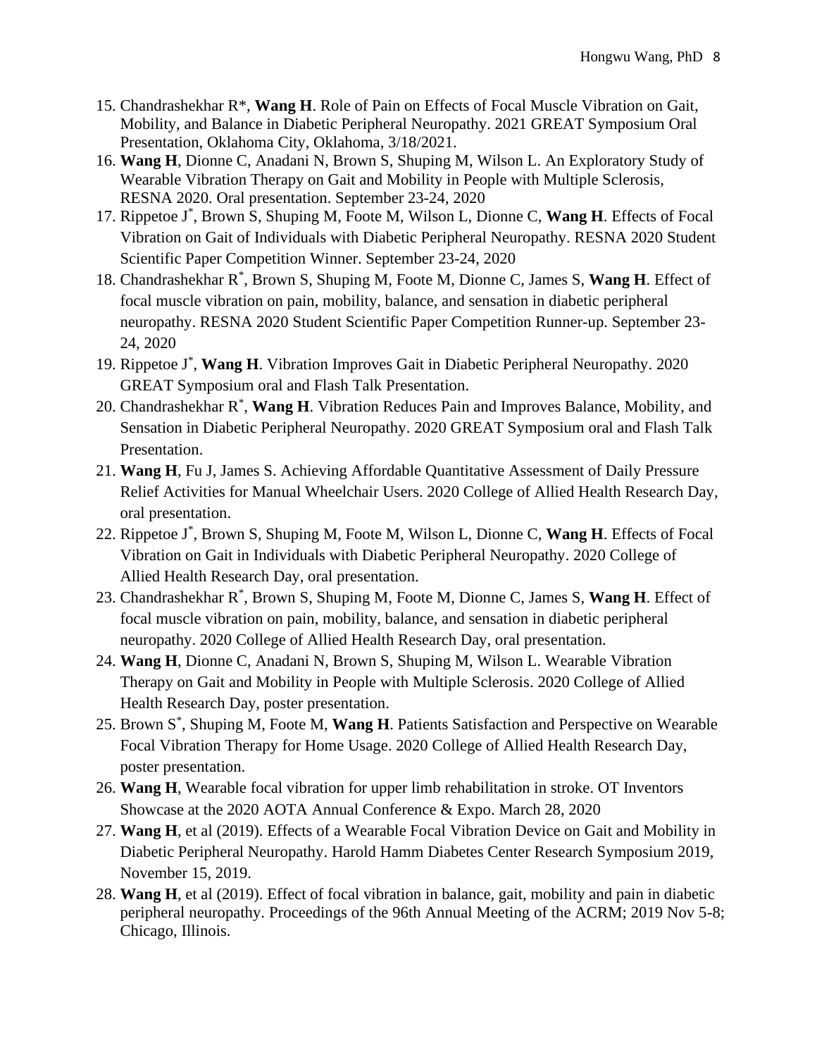15. Chandrashekhar R*, **Wang H**. Role of Pain on Effects of Focal Muscle Vibration on Gait, Mobility, and Balance in Diabetic Peripheral Neuropathy. 2021 GREAT Symposium Oral Presentation, Oklahoma City, Oklahoma, 3/18/2021.
16. **Wang H**, Dionne C, Anadani N, Brown S, Shuping M, Wilson L. An Exploratory Study of Wearable Vibration Therapy on Gait and Mobility in People with Multiple Sclerosis, RESNA 2020. Oral presentation. September 23-24, 2020
17. Rippetoe J*, Brown S, Shuping M, Foote M, Wilson L, Dionne C, **Wang H**. Effects of Focal Vibration on Gait of Individuals with Diabetic Peripheral Neuropathy. RESNA 2020 Student Scientific Paper Competition Winner. September 23-24, 2020
18. Chandrashekhar R*, Brown S, Shuping M, Foote M, Dionne C, James S, **Wang H**. Effect of focal muscle vibration on pain, mobility, balance, and sensation in diabetic peripheral neuropathy. RESNA 2020 Student Scientific Paper Competition Runner-up. September 23-24, 2020
19. Rippetoe J*, **Wang H**. Vibration Improves Gait in Diabetic Peripheral Neuropathy. 2020 GREAT Symposium oral and Flash Talk Presentation.
20. Chandrashekhar R*, **Wang H**. Vibration Reduces Pain and Improves Balance, Mobility, and Sensation in Diabetic Peripheral Neuropathy. 2020 GREAT Symposium oral and Flash Talk Presentation.
21. **Wang H**, Fu J, James S. Achieving Affordable Quantitative Assessment of Daily Pressure Relief Activities for Manual Wheelchair Users. 2020 College of Allied Health Research Day, oral presentation.
22. Rippetoe J*, Brown S, Shuping M, Foote M, Wilson L, Dionne C, **Wang H**. Effects of Focal Vibration on Gait in Individuals with Diabetic Peripheral Neuropathy. 2020 College of Allied Health Research Day, oral presentation.
23. Chandrashekhar R*, Brown S, Shuping M, Foote M, Dionne C, James S, **Wang H**. Effect of focal muscle vibration on pain, mobility, balance, and sensation in diabetic peripheral neuropathy. 2020 College of Allied Health Research Day, oral presentation.
24. **Wang H**, Dionne C, Anadani N, Brown S, Shuping M, Wilson L. Wearable Vibration Therapy on Gait and Mobility in People with Multiple Sclerosis. 2020 College of Allied Health Research Day, poster presentation.
25. Brown S*, Shuping M, Foote M, **Wang H**. Patients Satisfaction and Perspective on Wearable Focal Vibration Therapy for Home Usage. 2020 College of Allied Health Research Day, poster presentation.
26. **Wang H**, Wearable focal vibration for upper limb rehabilitation in stroke. OT Inventors Showcase at the 2020 AOTA Annual Conference & Expo. March 28, 2020
27. **Wang H**, et al (2019). Effects of a Wearable Focal Vibration Device on Gait and Mobility in Diabetic Peripheral Neuropathy. Harold Hamm Diabetes Center Research Symposium 2019, November 15, 2019.
28. **Wang H**, et al (2019). Effect of focal vibration in balance, gait, mobility and pain in diabetic peripheral neuropathy. Proceedings of the 96th Annual Meeting of the ACRM; 2019 Nov 5-8; Chicago, Illinois.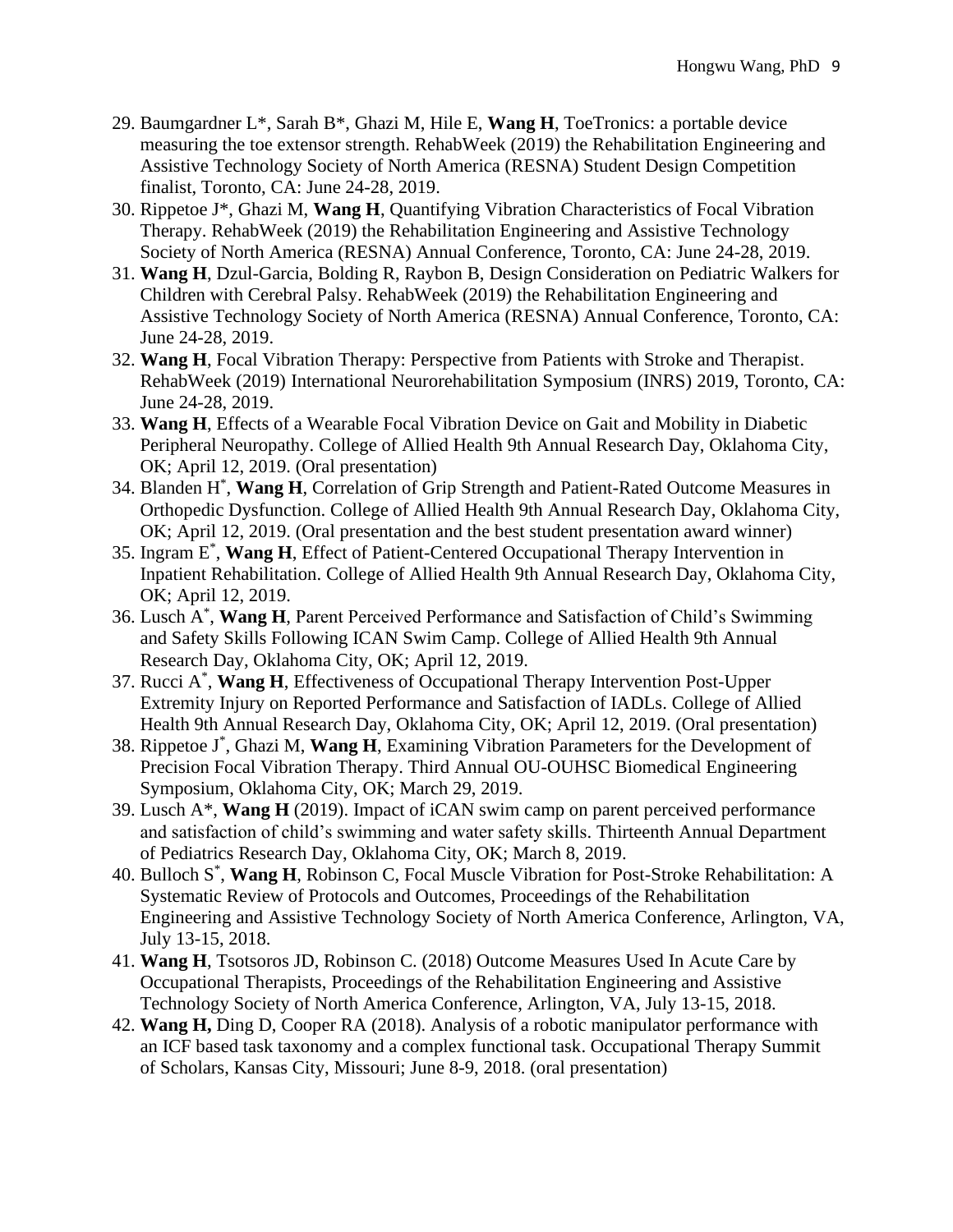29. Baumgardner L*, Sarah B*, Ghazi M, Hile E, **Wang H**, ToeTronics: a portable device measuring the toe extensor strength. RehabWeek (2019) the Rehabilitation Engineering and Assistive Technology Society of North America (RESNA) Student Design Competition finalist, Toronto, CA: June 24-28, 2019.
30. Rippetoe J*, Ghazi M, **Wang H**, Quantifying Vibration Characteristics of Focal Vibration Therapy. RehabWeek (2019) the Rehabilitation Engineering and Assistive Technology Society of North America (RESNA) Annual Conference, Toronto, CA: June 24-28, 2019.
31. **Wang H**, Dzul-Garcia, Bolding R, Raybon B, Design Consideration on Pediatric Walkers for Children with Cerebral Palsy. RehabWeek (2019) the Rehabilitation Engineering and Assistive Technology Society of North America (RESNA) Annual Conference, Toronto, CA: June 24-28, 2019.
32. **Wang H**, Focal Vibration Therapy: Perspective from Patients with Stroke and Therapist. RehabWeek (2019) International Neurorehabilitation Symposium (INRS) 2019, Toronto, CA: June 24-28, 2019.
33. **Wang H**, Effects of a Wearable Focal Vibration Device on Gait and Mobility in Diabetic Peripheral Neuropathy. College of Allied Health 9th Annual Research Day, Oklahoma City, OK; April 12, 2019. (Oral presentation)
34. Blanden H*, **Wang H**, Correlation of Grip Strength and Patient-Rated Outcome Measures in Orthopedic Dysfunction. College of Allied Health 9th Annual Research Day, Oklahoma City, OK; April 12, 2019. (Oral presentation and the best student presentation award winner)
35. Ingram E*, **Wang H**, Effect of Patient-Centered Occupational Therapy Intervention in Inpatient Rehabilitation. College of Allied Health 9th Annual Research Day, Oklahoma City, OK; April 12, 2019.
36. Lusch A*, **Wang H**, Parent Perceived Performance and Satisfaction of Child's Swimming and Safety Skills Following ICAN Swim Camp. College of Allied Health 9th Annual Research Day, Oklahoma City, OK; April 12, 2019.
37. Rucci A*, **Wang H**, Effectiveness of Occupational Therapy Intervention Post-Upper Extremity Injury on Reported Performance and Satisfaction of IADLs. College of Allied Health 9th Annual Research Day, Oklahoma City, OK; April 12, 2019. (Oral presentation)
38. Rippetoe J*, Ghazi M, **Wang H**, Examining Vibration Parameters for the Development of Precision Focal Vibration Therapy. Third Annual OU-OUHSC Biomedical Engineering Symposium, Oklahoma City, OK; March 29, 2019.
39. Lusch A*, **Wang H** (2019). Impact of iCAN swim camp on parent perceived performance and satisfaction of child's swimming and water safety skills. Thirteenth Annual Department of Pediatrics Research Day, Oklahoma City, OK; March 8, 2019.
40. Bulloch S*, **Wang H**, Robinson C, Focal Muscle Vibration for Post-Stroke Rehabilitation: A Systematic Review of Protocols and Outcomes, Proceedings of the Rehabilitation Engineering and Assistive Technology Society of North America Conference, Arlington, VA, July 13-15, 2018.
41. **Wang H**, Tsotsoros JD, Robinson C. (2018) Outcome Measures Used In Acute Care by Occupational Therapists, Proceedings of the Rehabilitation Engineering and Assistive Technology Society of North America Conference, Arlington, VA, July 13-15, 2018.
42. **Wang H,** Ding D, Cooper RA (2018). Analysis of a robotic manipulator performance with an ICF based task taxonomy and a complex functional task. Occupational Therapy Summit of Scholars, Kansas City, Missouri; June 8-9, 2018. (oral presentation)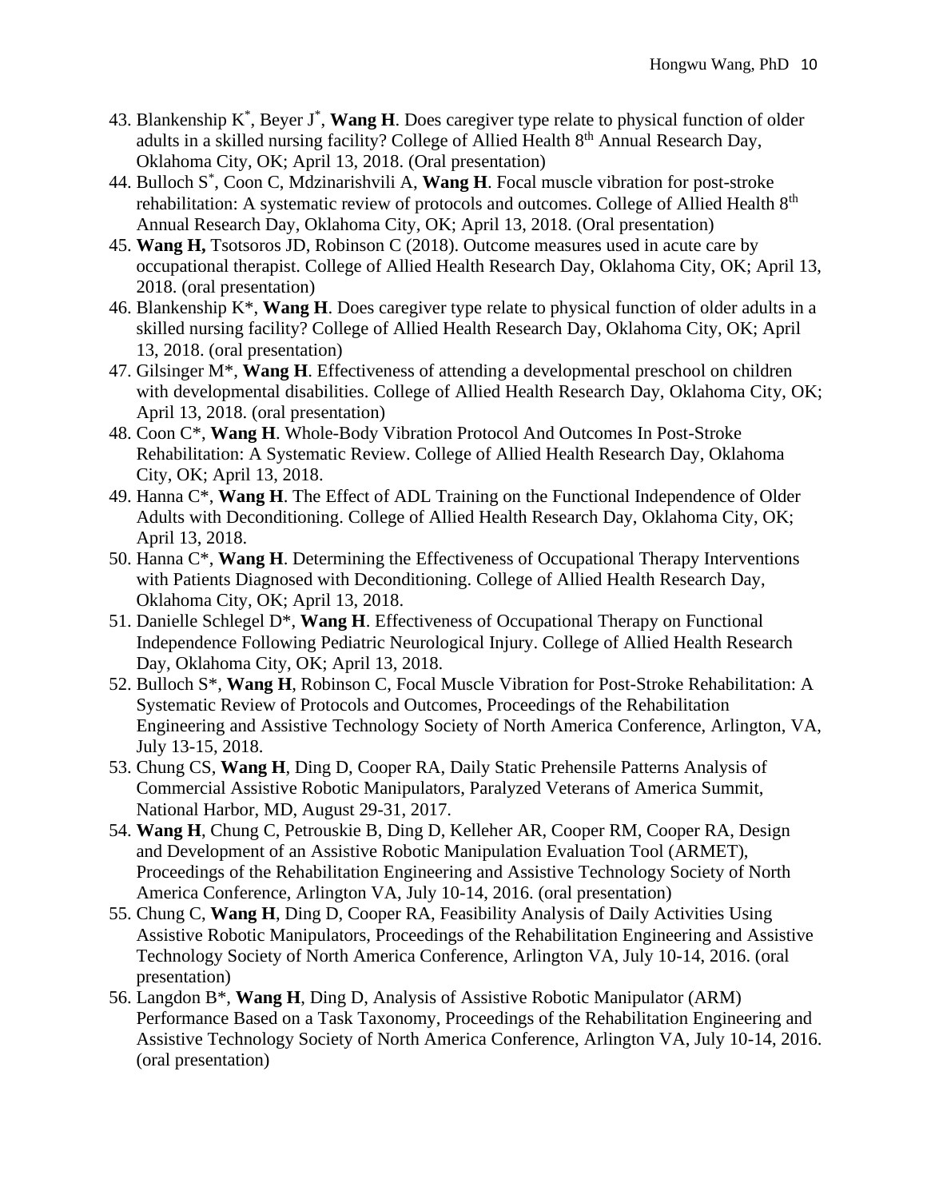43. Blankenship K*, Beyer J*, **Wang H**. Does caregiver type relate to physical function of older adults in a skilled nursing facility? College of Allied Health 8th Annual Research Day, Oklahoma City, OK; April 13, 2018. (Oral presentation)
44. Bulloch S*, Coon C, Mdzinarishvili A, **Wang H**. Focal muscle vibration for post-stroke rehabilitation: A systematic review of protocols and outcomes. College of Allied Health 8th Annual Research Day, Oklahoma City, OK; April 13, 2018. (Oral presentation)
45. **Wang H,** Tsotsoros JD, Robinson C (2018). Outcome measures used in acute care by occupational therapist. College of Allied Health Research Day, Oklahoma City, OK; April 13, 2018. (oral presentation)
46. Blankenship K*, **Wang H**. Does caregiver type relate to physical function of older adults in a skilled nursing facility? College of Allied Health Research Day, Oklahoma City, OK; April 13, 2018. (oral presentation)
47. Gilsinger M*, **Wang H**. Effectiveness of attending a developmental preschool on children with developmental disabilities. College of Allied Health Research Day, Oklahoma City, OK; April 13, 2018. (oral presentation)
48. Coon C*, **Wang H**. Whole-Body Vibration Protocol And Outcomes In Post-Stroke Rehabilitation: A Systematic Review. College of Allied Health Research Day, Oklahoma City, OK; April 13, 2018.
49. Hanna C*, **Wang H**. The Effect of ADL Training on the Functional Independence of Older Adults with Deconditioning. College of Allied Health Research Day, Oklahoma City, OK; April 13, 2018.
50. Hanna C*, **Wang H**. Determining the Effectiveness of Occupational Therapy Interventions with Patients Diagnosed with Deconditioning. College of Allied Health Research Day, Oklahoma City, OK; April 13, 2018.
51. Danielle Schlegel D*, **Wang H**. Effectiveness of Occupational Therapy on Functional Independence Following Pediatric Neurological Injury. College of Allied Health Research Day, Oklahoma City, OK; April 13, 2018.
52. Bulloch S*, **Wang H**, Robinson C, Focal Muscle Vibration for Post-Stroke Rehabilitation: A Systematic Review of Protocols and Outcomes, Proceedings of the Rehabilitation Engineering and Assistive Technology Society of North America Conference, Arlington, VA, July 13-15, 2018.
53. Chung CS, **Wang H**, Ding D, Cooper RA, Daily Static Prehensile Patterns Analysis of Commercial Assistive Robotic Manipulators, Paralyzed Veterans of America Summit, National Harbor, MD, August 29-31, 2017.
54. **Wang H**, Chung C, Petrouskie B, Ding D, Kelleher AR, Cooper RM, Cooper RA, Design and Development of an Assistive Robotic Manipulation Evaluation Tool (ARMET), Proceedings of the Rehabilitation Engineering and Assistive Technology Society of North America Conference, Arlington VA, July 10-14, 2016. (oral presentation)
55. Chung C, **Wang H**, Ding D, Cooper RA, Feasibility Analysis of Daily Activities Using Assistive Robotic Manipulators, Proceedings of the Rehabilitation Engineering and Assistive Technology Society of North America Conference, Arlington VA, July 10-14, 2016. (oral presentation)
56. Langdon B*, **Wang H**, Ding D, Analysis of Assistive Robotic Manipulator (ARM) Performance Based on a Task Taxonomy, Proceedings of the Rehabilitation Engineering and Assistive Technology Society of North America Conference, Arlington VA, July 10-14, 2016. (oral presentation)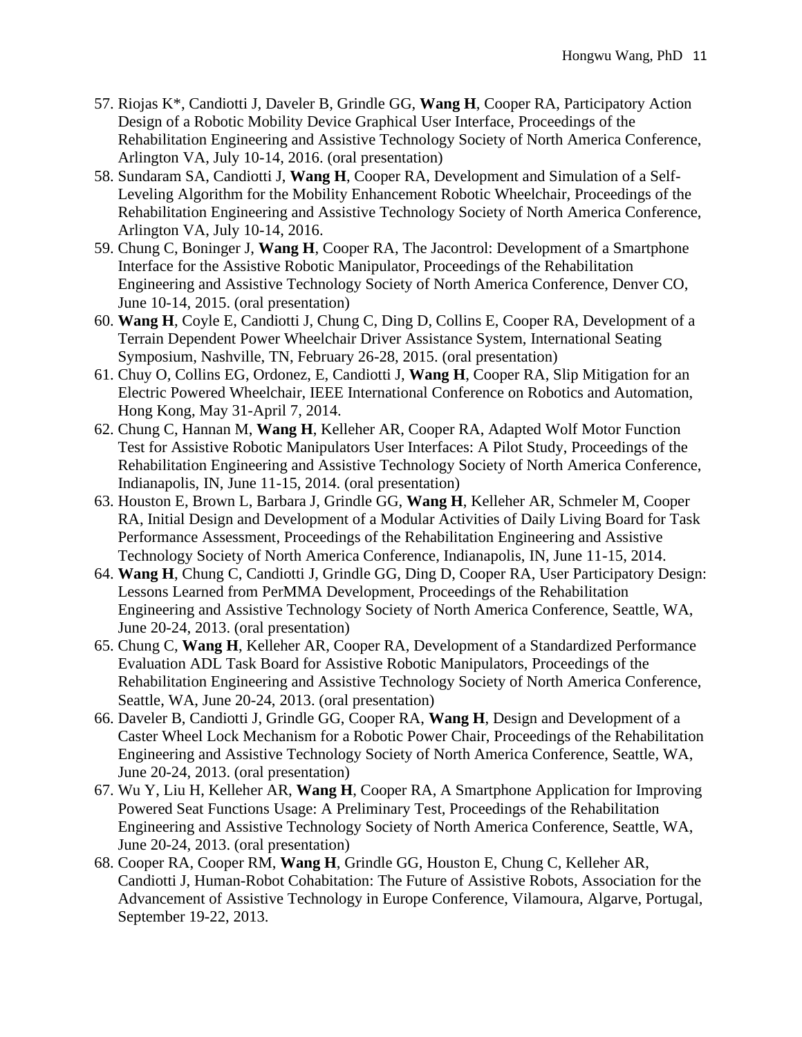57. Riojas K*, Candiotti J, Daveler B, Grindle GG, **Wang H**, Cooper RA, Participatory Action Design of a Robotic Mobility Device Graphical User Interface, Proceedings of the Rehabilitation Engineering and Assistive Technology Society of North America Conference, Arlington VA, July 10-14, 2016. (oral presentation)
58. Sundaram SA, Candiotti J, **Wang H**, Cooper RA, Development and Simulation of a Self-Leveling Algorithm for the Mobility Enhancement Robotic Wheelchair, Proceedings of the Rehabilitation Engineering and Assistive Technology Society of North America Conference, Arlington VA, July 10-14, 2016.
59. Chung C, Boninger J, **Wang H**, Cooper RA, The Jacontrol: Development of a Smartphone Interface for the Assistive Robotic Manipulator, Proceedings of the Rehabilitation Engineering and Assistive Technology Society of North America Conference, Denver CO, June 10-14, 2015. (oral presentation)
60. **Wang H**, Coyle E, Candiotti J, Chung C, Ding D, Collins E, Cooper RA, Development of a Terrain Dependent Power Wheelchair Driver Assistance System, International Seating Symposium, Nashville, TN, February 26-28, 2015. (oral presentation)
61. Chuy O, Collins EG, Ordonez, E, Candiotti J, **Wang H**, Cooper RA, Slip Mitigation for an Electric Powered Wheelchair, IEEE International Conference on Robotics and Automation, Hong Kong, May 31-April 7, 2014.
62. Chung C, Hannan M, **Wang H**, Kelleher AR, Cooper RA, Adapted Wolf Motor Function Test for Assistive Robotic Manipulators User Interfaces: A Pilot Study, Proceedings of the Rehabilitation Engineering and Assistive Technology Society of North America Conference, Indianapolis, IN, June 11-15, 2014. (oral presentation)
63. Houston E, Brown L, Barbara J, Grindle GG, **Wang H**, Kelleher AR, Schmeler M, Cooper RA, Initial Design and Development of a Modular Activities of Daily Living Board for Task Performance Assessment, Proceedings of the Rehabilitation Engineering and Assistive Technology Society of North America Conference, Indianapolis, IN, June 11-15, 2014.
64. **Wang H**, Chung C, Candiotti J, Grindle GG, Ding D, Cooper RA, User Participatory Design: Lessons Learned from PerMMA Development, Proceedings of the Rehabilitation Engineering and Assistive Technology Society of North America Conference, Seattle, WA, June 20-24, 2013. (oral presentation)
65. Chung C, **Wang H**, Kelleher AR, Cooper RA, Development of a Standardized Performance Evaluation ADL Task Board for Assistive Robotic Manipulators, Proceedings of the Rehabilitation Engineering and Assistive Technology Society of North America Conference, Seattle, WA, June 20-24, 2013. (oral presentation)
66. Daveler B, Candiotti J, Grindle GG, Cooper RA, **Wang H**, Design and Development of a Caster Wheel Lock Mechanism for a Robotic Power Chair, Proceedings of the Rehabilitation Engineering and Assistive Technology Society of North America Conference, Seattle, WA, June 20-24, 2013. (oral presentation)
67. Wu Y, Liu H, Kelleher AR, **Wang H**, Cooper RA, A Smartphone Application for Improving Powered Seat Functions Usage: A Preliminary Test, Proceedings of the Rehabilitation Engineering and Assistive Technology Society of North America Conference, Seattle, WA, June 20-24, 2013. (oral presentation)
68. Cooper RA, Cooper RM, **Wang H**, Grindle GG, Houston E, Chung C, Kelleher AR, Candiotti J, Human-Robot Cohabitation: The Future of Assistive Robots, Association for the Advancement of Assistive Technology in Europe Conference, Vilamoura, Algarve, Portugal, September 19-22, 2013.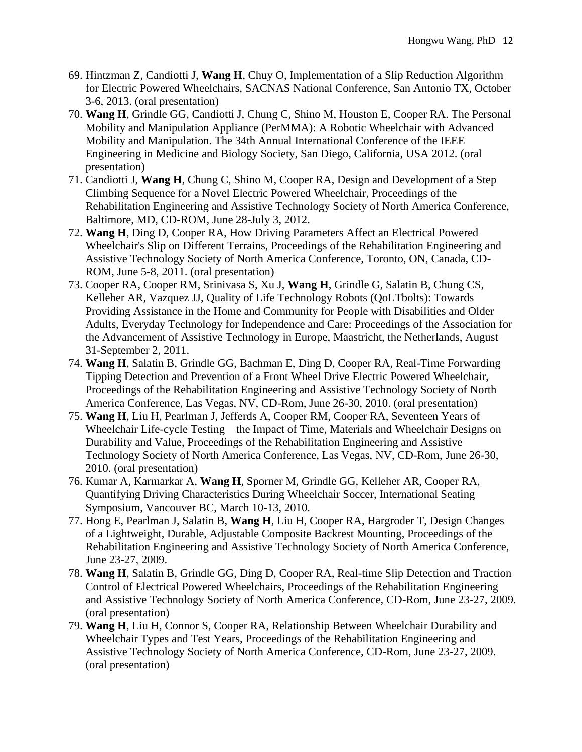69. Hintzman Z, Candiotti J, **Wang H**, Chuy O, Implementation of a Slip Reduction Algorithm for Electric Powered Wheelchairs, SACNAS National Conference, San Antonio TX, October 3-6, 2013. (oral presentation)
70. **Wang H**, Grindle GG, Candiotti J, Chung C, Shino M, Houston E, Cooper RA. The Personal Mobility and Manipulation Appliance (PerMMA): A Robotic Wheelchair with Advanced Mobility and Manipulation. The 34th Annual International Conference of the IEEE Engineering in Medicine and Biology Society, San Diego, California, USA 2012. (oral presentation)
71. Candiotti J, **Wang H**, Chung C, Shino M, Cooper RA, Design and Development of a Step Climbing Sequence for a Novel Electric Powered Wheelchair, Proceedings of the Rehabilitation Engineering and Assistive Technology Society of North America Conference, Baltimore, MD, CD-ROM, June 28-July 3, 2012.
72. **Wang H**, Ding D, Cooper RA, How Driving Parameters Affect an Electrical Powered Wheelchair's Slip on Different Terrains, Proceedings of the Rehabilitation Engineering and Assistive Technology Society of North America Conference, Toronto, ON, Canada, CD-ROM, June 5-8, 2011. (oral presentation)
73. Cooper RA, Cooper RM, Srinivasa S, Xu J, **Wang H**, Grindle G, Salatin B, Chung CS, Kelleher AR, Vazquez JJ, Quality of Life Technology Robots (QoLTbolts): Towards Providing Assistance in the Home and Community for People with Disabilities and Older Adults, Everyday Technology for Independence and Care: Proceedings of the Association for the Advancement of Assistive Technology in Europe, Maastricht, the Netherlands, August 31-September 2, 2011.
74. **Wang H**, Salatin B, Grindle GG, Bachman E, Ding D, Cooper RA, Real-Time Forwarding Tipping Detection and Prevention of a Front Wheel Drive Electric Powered Wheelchair, Proceedings of the Rehabilitation Engineering and Assistive Technology Society of North America Conference, Las Vegas, NV, CD-Rom, June 26-30, 2010. (oral presentation)
75. **Wang H**, Liu H, Pearlman J, Jefferds A, Cooper RM, Cooper RA, Seventeen Years of Wheelchair Life-cycle Testing—the Impact of Time, Materials and Wheelchair Designs on Durability and Value, Proceedings of the Rehabilitation Engineering and Assistive Technology Society of North America Conference, Las Vegas, NV, CD-Rom, June 26-30, 2010. (oral presentation)
76. Kumar A, Karmarkar A, **Wang H**, Sporner M, Grindle GG, Kelleher AR, Cooper RA, Quantifying Driving Characteristics During Wheelchair Soccer, International Seating Symposium, Vancouver BC, March 10-13, 2010.
77. Hong E, Pearlman J, Salatin B, **Wang H**, Liu H, Cooper RA, Hargroder T, Design Changes of a Lightweight, Durable, Adjustable Composite Backrest Mounting, Proceedings of the Rehabilitation Engineering and Assistive Technology Society of North America Conference, June 23-27, 2009.
78. **Wang H**, Salatin B, Grindle GG, Ding D, Cooper RA, Real-time Slip Detection and Traction Control of Electrical Powered Wheelchairs, Proceedings of the Rehabilitation Engineering and Assistive Technology Society of North America Conference, CD-Rom, June 23-27, 2009. (oral presentation)
79. **Wang H**, Liu H, Connor S, Cooper RA, Relationship Between Wheelchair Durability and Wheelchair Types and Test Years, Proceedings of the Rehabilitation Engineering and Assistive Technology Society of North America Conference, CD-Rom, June 23-27, 2009. (oral presentation)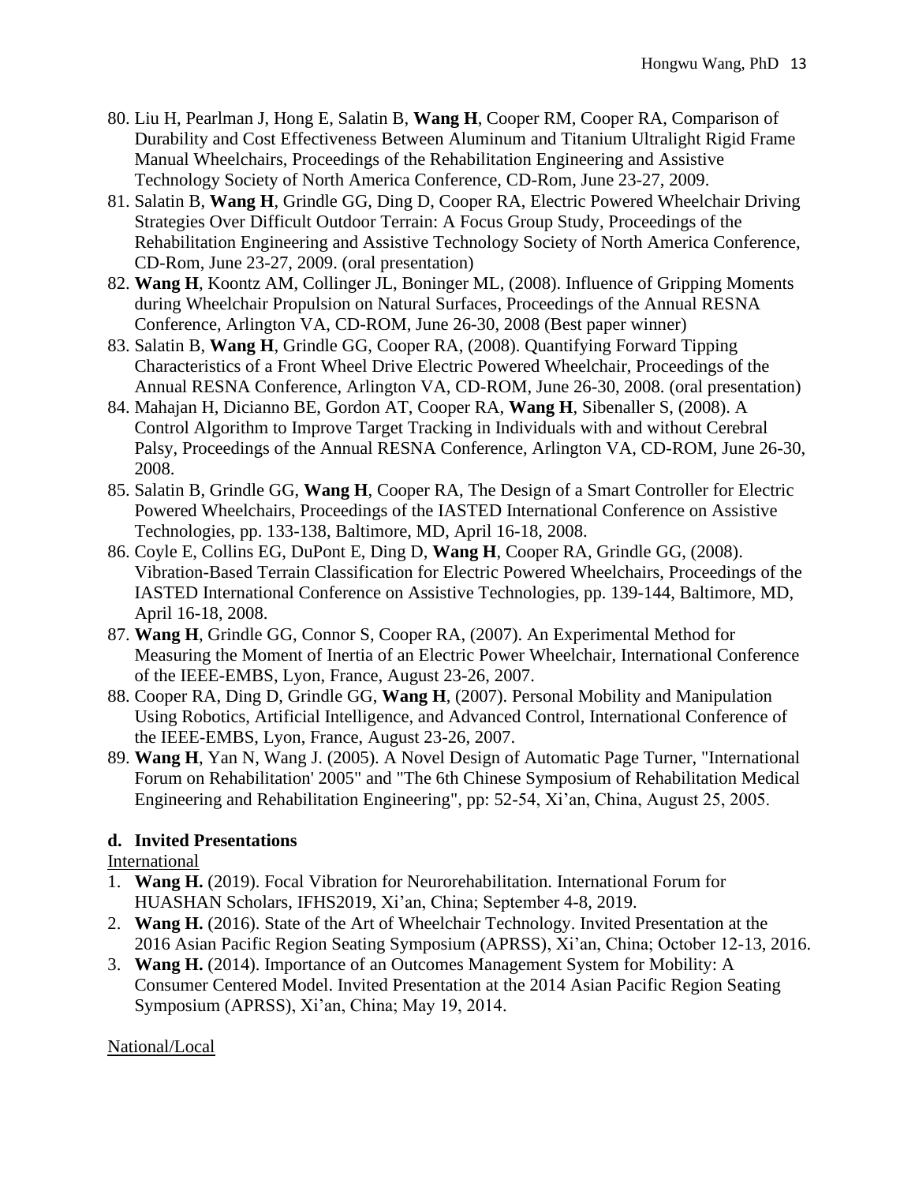80. Liu H, Pearlman J, Hong E, Salatin B, **Wang H**, Cooper RM, Cooper RA, Comparison of Durability and Cost Effectiveness Between Aluminum and Titanium Ultralight Rigid Frame Manual Wheelchairs, Proceedings of the Rehabilitation Engineering and Assistive Technology Society of North America Conference, CD-Rom, June 23-27, 2009.
81. Salatin B, **Wang H**, Grindle GG, Ding D, Cooper RA, Electric Powered Wheelchair Driving Strategies Over Difficult Outdoor Terrain: A Focus Group Study, Proceedings of the Rehabilitation Engineering and Assistive Technology Society of North America Conference, CD-Rom, June 23-27, 2009. (oral presentation)
82. **Wang H**, Koontz AM, Collinger JL, Boninger ML, (2008). Influence of Gripping Moments during Wheelchair Propulsion on Natural Surfaces, Proceedings of the Annual RESNA Conference, Arlington VA, CD-ROM, June 26-30, 2008 (Best paper winner)
83. Salatin B, **Wang H**, Grindle GG, Cooper RA, (2008). Quantifying Forward Tipping Characteristics of a Front Wheel Drive Electric Powered Wheelchair, Proceedings of the Annual RESNA Conference, Arlington VA, CD-ROM, June 26-30, 2008. (oral presentation)
84. Mahajan H, Dicianno BE, Gordon AT, Cooper RA, **Wang H**, Sibenaller S, (2008). A Control Algorithm to Improve Target Tracking in Individuals with and without Cerebral Palsy, Proceedings of the Annual RESNA Conference, Arlington VA, CD-ROM, June 26-30, 2008.
85. Salatin B, Grindle GG, **Wang H**, Cooper RA, The Design of a Smart Controller for Electric Powered Wheelchairs, Proceedings of the IASTED International Conference on Assistive Technologies, pp. 133-138, Baltimore, MD, April 16-18, 2008.
86. Coyle E, Collins EG, DuPont E, Ding D, **Wang H**, Cooper RA, Grindle GG, (2008). Vibration-Based Terrain Classification for Electric Powered Wheelchairs, Proceedings of the IASTED International Conference on Assistive Technologies, pp. 139-144, Baltimore, MD, April 16-18, 2008.
87. **Wang H**, Grindle GG, Connor S, Cooper RA, (2007). An Experimental Method for Measuring the Moment of Inertia of an Electric Power Wheelchair, International Conference of the IEEE-EMBS, Lyon, France, August 23-26, 2007.
88. Cooper RA, Ding D, Grindle GG, **Wang H**, (2007). Personal Mobility and Manipulation Using Robotics, Artificial Intelligence, and Advanced Control, International Conference of the IEEE-EMBS, Lyon, France, August 23-26, 2007.
89. **Wang H**, Yan N, Wang J. (2005). A Novel Design of Automatic Page Turner, "International Forum on Rehabilitation' 2005" and "The 6th Chinese Symposium of Rehabilitation Medical Engineering and Rehabilitation Engineering", pp: 52-54, Xi'an, China, August 25, 2005.

### d. Invited Presentations

International

1. **Wang H.** (2019). Focal Vibration for Neurorehabilitation. International Forum for HUASHAN Scholars, IFHS2019, Xi'an, China; September 4-8, 2019.
2. **Wang H.** (2016). State of the Art of Wheelchair Technology. Invited Presentation at the 2016 Asian Pacific Region Seating Symposium (APRSS), Xi'an, China; October 12-13, 2016.
3. **Wang H.** (2014). Importance of an Outcomes Management System for Mobility: A Consumer Centered Model. Invited Presentation at the 2014 Asian Pacific Region Seating Symposium (APRSS), Xi'an, China; May 19, 2014.

National/Local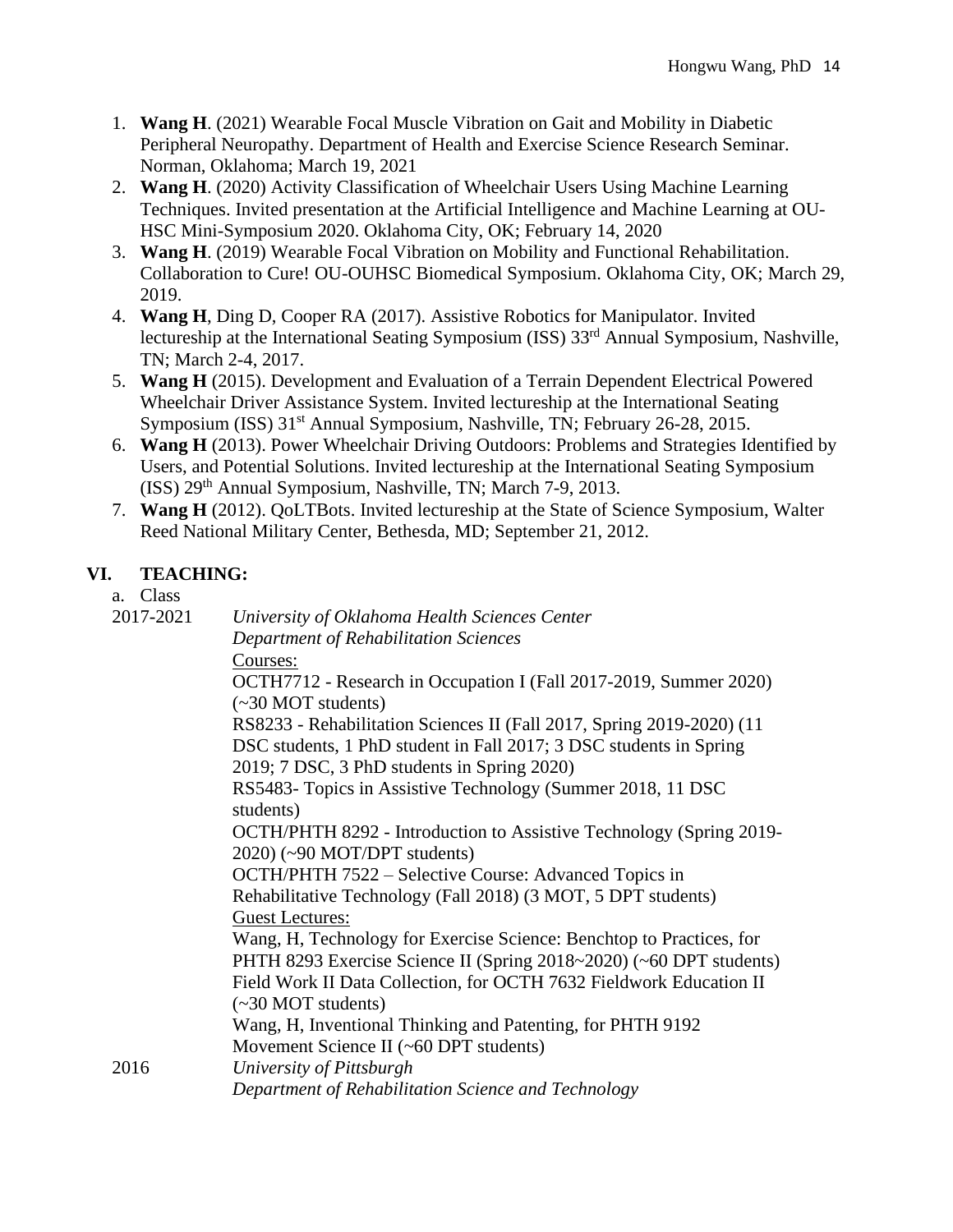1. **Wang H**. (2021) Wearable Focal Muscle Vibration on Gait and Mobility in Diabetic Peripheral Neuropathy. Department of Health and Exercise Science Research Seminar. Norman, Oklahoma; March 19, 2021
2. **Wang H**. (2020) Activity Classification of Wheelchair Users Using Machine Learning Techniques. Invited presentation at the Artificial Intelligence and Machine Learning at OU-HSC Mini-Symposium 2020. Oklahoma City, OK; February 14, 2020
3. **Wang H**. (2019) Wearable Focal Vibration on Mobility and Functional Rehabilitation. Collaboration to Cure! OU-OUHSC Biomedical Symposium. Oklahoma City, OK; March 29, 2019.
4. **Wang H**, Ding D, Cooper RA (2017). Assistive Robotics for Manipulator. Invited lectureship at the International Seating Symposium (ISS) 33rd Annual Symposium, Nashville, TN; March 2-4, 2017.
5. **Wang H** (2015). Development and Evaluation of a Terrain Dependent Electrical Powered Wheelchair Driver Assistance System. Invited lectureship at the International Seating Symposium (ISS) 31st Annual Symposium, Nashville, TN; February 26-28, 2015.
6. **Wang H** (2013). Power Wheelchair Driving Outdoors: Problems and Strategies Identified by Users, and Potential Solutions. Invited lectureship at the International Seating Symposium (ISS) 29th Annual Symposium, Nashville, TN; March 7-9, 2013.
7. **Wang H** (2012). QoLTBots. Invited lectureship at the State of Science Symposium, Walter Reed National Military Center, Bethesda, MD; September 21, 2012.

## VI. TEACHING:

a. Class

2017-2021 *University of Oklahoma Health Sciences Center*
*Department of Rehabilitation Sciences*

Courses:

OCTH7712 - Research in Occupation I (Fall 2017-2019, Summer 2020) (~30 MOT students)

RS8233 - Rehabilitation Sciences II (Fall 2017, Spring 2019-2020) (11 DSC students, 1 PhD student in Fall 2017; 3 DSC students in Spring 2019; 7 DSC, 3 PhD students in Spring 2020)

RS5483- Topics in Assistive Technology (Summer 2018, 11 DSC students)

OCTH/PHTH 8292 - Introduction to Assistive Technology (Spring 2019-2020) (~90 MOT/DPT students)

OCTH/PHTH 7522 – Selective Course: Advanced Topics in Rehabilitative Technology (Fall 2018) (3 MOT, 5 DPT students)

Guest Lectures:

Wang, H, Technology for Exercise Science: Benchtop to Practices, for PHTH 8293 Exercise Science II (Spring 2018~2020) (~60 DPT students)

Field Work II Data Collection, for OCTH 7632 Fieldwork Education II (~30 MOT students)

Wang, H, Inventional Thinking and Patenting, for PHTH 9192 Movement Science II (~60 DPT students)

2016 *University of Pittsburgh*
*Department of Rehabilitation Science and Technology*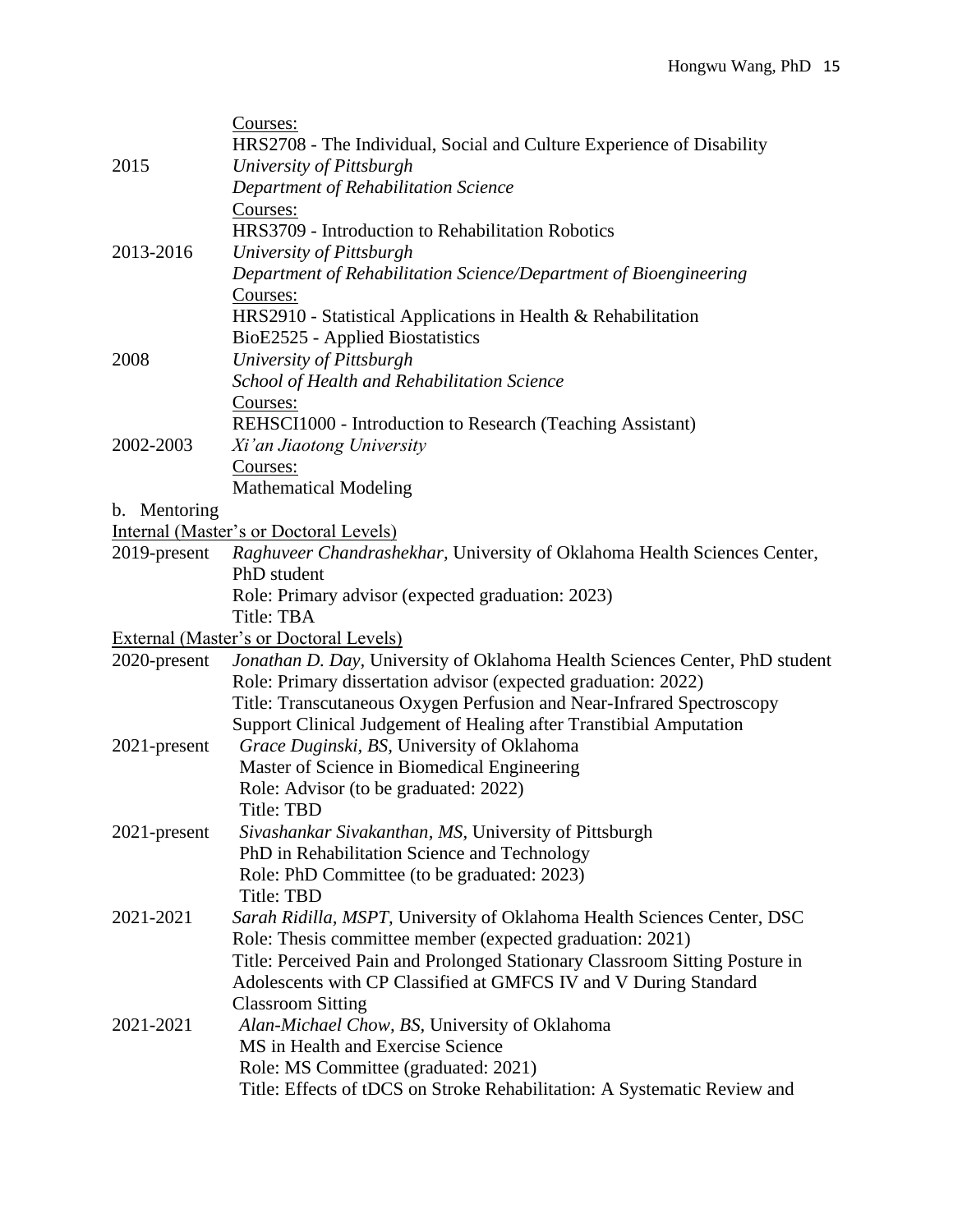Courses:
HRS2708 - The Individual, Social and Culture Experience of Disability

2015 *University of Pittsburgh*
*Department of Rehabilitation Science*
Courses:
HRS3709 - Introduction to Rehabilitation Robotics

2013-2016 *University of Pittsburgh*
*Department of Rehabilitation Science/Department of Bioengineering*
Courses:
HRS2910 - Statistical Applications in Health & Rehabilitation
BioE2525 - Applied Biostatistics

2008 *University of Pittsburgh*
*School of Health and Rehabilitation Science*
Courses:
REHSCI1000 - Introduction to Research (Teaching Assistant)

2002-2003 *Xi'an Jiaotong University*
Courses:
Mathematical Modeling

b. Mentoring

Internal (Master's or Doctoral Levels)

2019-present *Raghuveer Chandrashekhar*, University of Oklahoma Health Sciences Center, PhD student
Role: Primary advisor (expected graduation: 2023)
Title: TBA

External (Master's or Doctoral Levels)

2020-present *Jonathan D. Day*, University of Oklahoma Health Sciences Center, PhD student
Role: Primary dissertation advisor (expected graduation: 2022)
Title: Transcutaneous Oxygen Perfusion and Near-Infrared Spectroscopy Support Clinical Judgement of Healing after Transtibial Amputation

2021-present *Grace Duginski, BS*, University of Oklahoma
Master of Science in Biomedical Engineering
Role: Advisor (to be graduated: 2022)
Title: TBD

2021-present *Sivashankar Sivakanthan, MS*, University of Pittsburgh
PhD in Rehabilitation Science and Technology
Role: PhD Committee (to be graduated: 2023)
Title: TBD

2021-2021 *Sarah Ridilla, MSPT*, University of Oklahoma Health Sciences Center, DSC
Role: Thesis committee member (expected graduation: 2021)
Title: Perceived Pain and Prolonged Stationary Classroom Sitting Posture in Adolescents with CP Classified at GMFCS IV and V During Standard Classroom Sitting

2021-2021 *Alan-Michael Chow, BS*, University of Oklahoma
MS in Health and Exercise Science
Role: MS Committee (graduated: 2021)
Title: Effects of tDCS on Stroke Rehabilitation: A Systematic Review and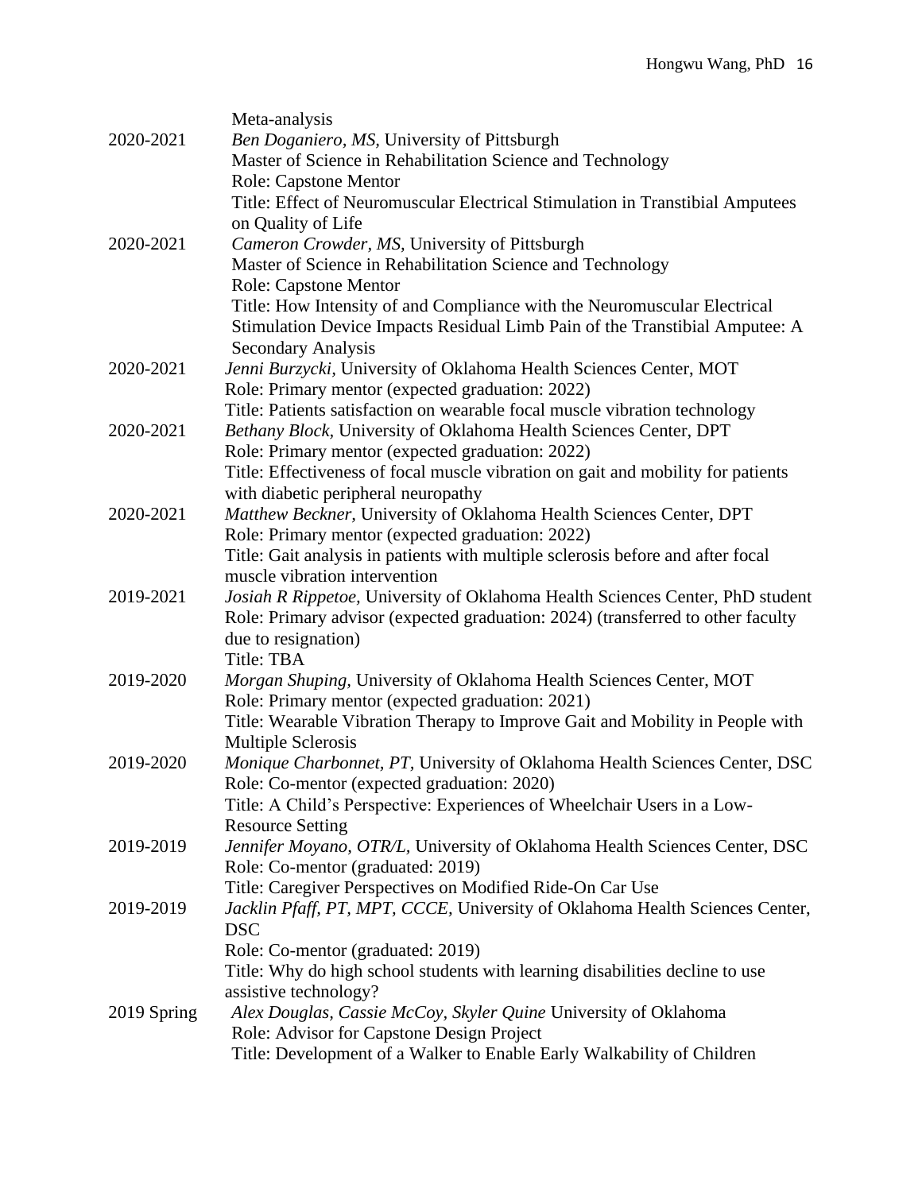Meta-analysis

2020-2021 *Ben Doganiero, MS*, University of Pittsburgh
Master of Science in Rehabilitation Science and Technology
Role: Capstone Mentor
Title: Effect of Neuromuscular Electrical Stimulation in Transtibial Amputees on Quality of Life

2020-2021 *Cameron Crowder, MS,* University of Pittsburgh
Master of Science in Rehabilitation Science and Technology
Role: Capstone Mentor
Title: How Intensity of and Compliance with the Neuromuscular Electrical Stimulation Device Impacts Residual Limb Pain of the Transtibial Amputee: A Secondary Analysis

2020-2021 *Jenni Burzycki,* University of Oklahoma Health Sciences Center, MOT
Role: Primary mentor (expected graduation: 2022)
Title: Patients satisfaction on wearable focal muscle vibration technology

2020-2021 *Bethany Block,* University of Oklahoma Health Sciences Center, DPT
Role: Primary mentor (expected graduation: 2022)
Title: Effectiveness of focal muscle vibration on gait and mobility for patients with diabetic peripheral neuropathy

2020-2021 *Matthew Beckner,* University of Oklahoma Health Sciences Center, DPT
Role: Primary mentor (expected graduation: 2022)
Title: Gait analysis in patients with multiple sclerosis before and after focal muscle vibration intervention

2019-2021 *Josiah R Rippetoe,* University of Oklahoma Health Sciences Center, PhD student
Role: Primary advisor (expected graduation: 2024) (transferred to other faculty due to resignation)
Title: TBA

2019-2020 *Morgan Shuping,* University of Oklahoma Health Sciences Center, MOT
Role: Primary mentor (expected graduation: 2021)
Title: Wearable Vibration Therapy to Improve Gait and Mobility in People with Multiple Sclerosis

2019-2020 *Monique Charbonnet, PT,* University of Oklahoma Health Sciences Center, DSC
Role: Co-mentor (expected graduation: 2020)
Title: A Child's Perspective: Experiences of Wheelchair Users in a Low-Resource Setting

2019-2019 *Jennifer Moyano, OTR/L,* University of Oklahoma Health Sciences Center, DSC
Role: Co-mentor (graduated: 2019)
Title: Caregiver Perspectives on Modified Ride-On Car Use

2019-2019 *Jacklin Pfaff, PT, MPT, CCCE,* University of Oklahoma Health Sciences Center, DSC
Role: Co-mentor (graduated: 2019)
Title: Why do high school students with learning disabilities decline to use assistive technology?

2019 Spring *Alex Douglas, Cassie McCoy, Skyler Quine* University of Oklahoma
Role: Advisor for Capstone Design Project
Title: Development of a Walker to Enable Early Walkability of Children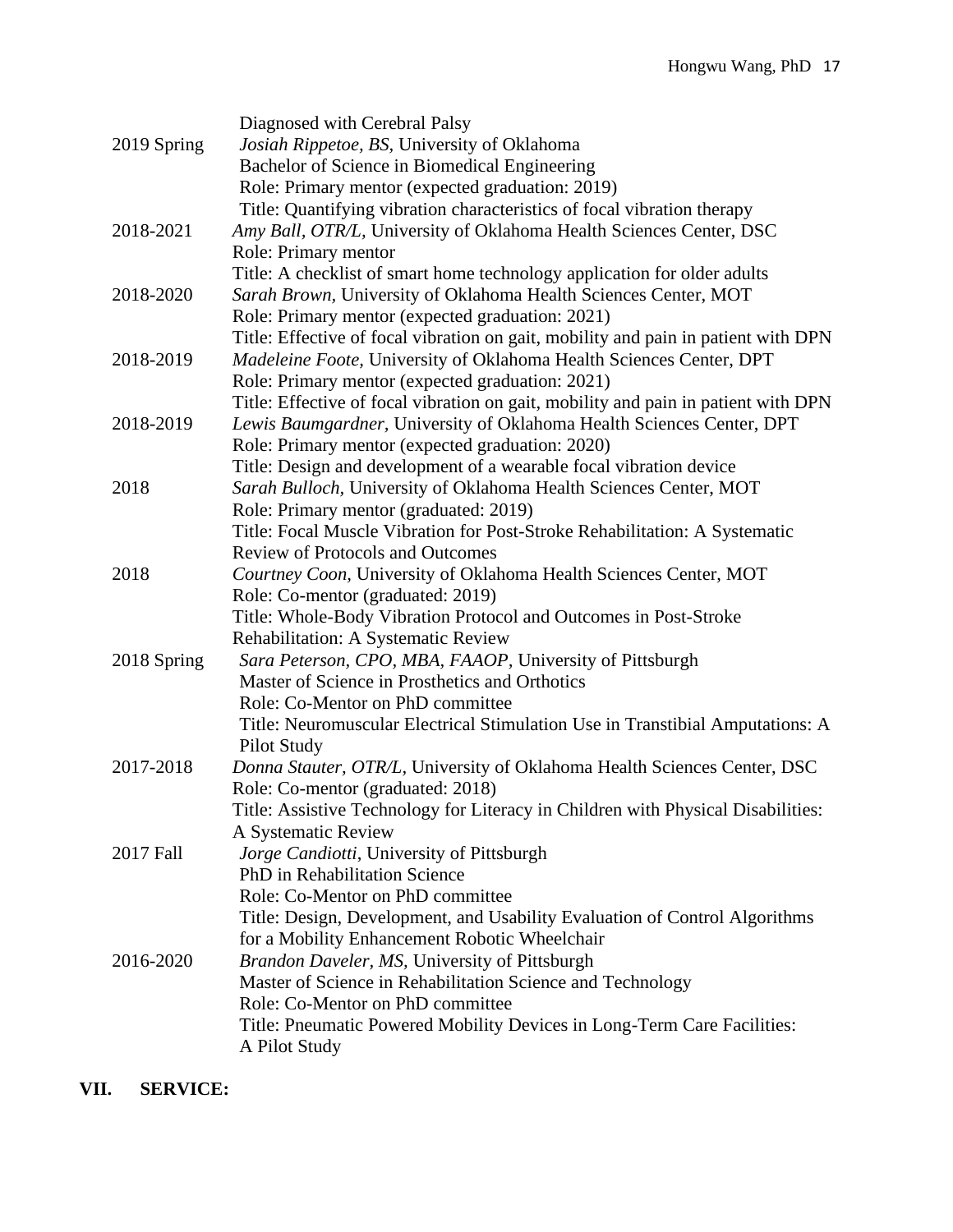Diagnosed with Cerebral Palsy

2019 Spring *Josiah Rippetoe, BS,* University of Oklahoma
Bachelor of Science in Biomedical Engineering
Role: Primary mentor (expected graduation: 2019)
Title: Quantifying vibration characteristics of focal vibration therapy

2018-2021 *Amy Ball, OTR/L,* University of Oklahoma Health Sciences Center, DSC
Role: Primary mentor
Title: A checklist of smart home technology application for older adults

2018-2020 *Sarah Brown,* University of Oklahoma Health Sciences Center, MOT
Role: Primary mentor (expected graduation: 2021)
Title: Effective of focal vibration on gait, mobility and pain in patient with DPN

2018-2019 *Madeleine Foote,* University of Oklahoma Health Sciences Center, DPT
Role: Primary mentor (expected graduation: 2021)
Title: Effective of focal vibration on gait, mobility and pain in patient with DPN

2018-2019 *Lewis Baumgardner,* University of Oklahoma Health Sciences Center, DPT
Role: Primary mentor (expected graduation: 2020)
Title: Design and development of a wearable focal vibration device

2018 *Sarah Bulloch,* University of Oklahoma Health Sciences Center, MOT
Role: Primary mentor (graduated: 2019)
Title: Focal Muscle Vibration for Post-Stroke Rehabilitation: A Systematic Review of Protocols and Outcomes

2018 *Courtney Coon,* University of Oklahoma Health Sciences Center, MOT
Role: Co-mentor (graduated: 2019)
Title: Whole-Body Vibration Protocol and Outcomes in Post-Stroke Rehabilitation: A Systematic Review

2018 Spring *Sara Peterson, CPO, MBA, FAAOP,* University of Pittsburgh
Master of Science in Prosthetics and Orthotics
Role: Co-Mentor on PhD committee
Title: Neuromuscular Electrical Stimulation Use in Transtibial Amputations: A Pilot Study

2017-2018 *Donna Stauter, OTR/L,* University of Oklahoma Health Sciences Center, DSC
Role: Co-mentor (graduated: 2018)
Title: Assistive Technology for Literacy in Children with Physical Disabilities: A Systematic Review

2017 Fall *Jorge Candiotti*, University of Pittsburgh
PhD in Rehabilitation Science
Role: Co-Mentor on PhD committee
Title: Design, Development, and Usability Evaluation of Control Algorithms for a Mobility Enhancement Robotic Wheelchair

2016-2020 *Brandon Daveler, MS,* University of Pittsburgh
Master of Science in Rehabilitation Science and Technology
Role: Co-Mentor on PhD committee
Title: Pneumatic Powered Mobility Devices in Long-Term Care Facilities: A Pilot Study

## VII. SERVICE: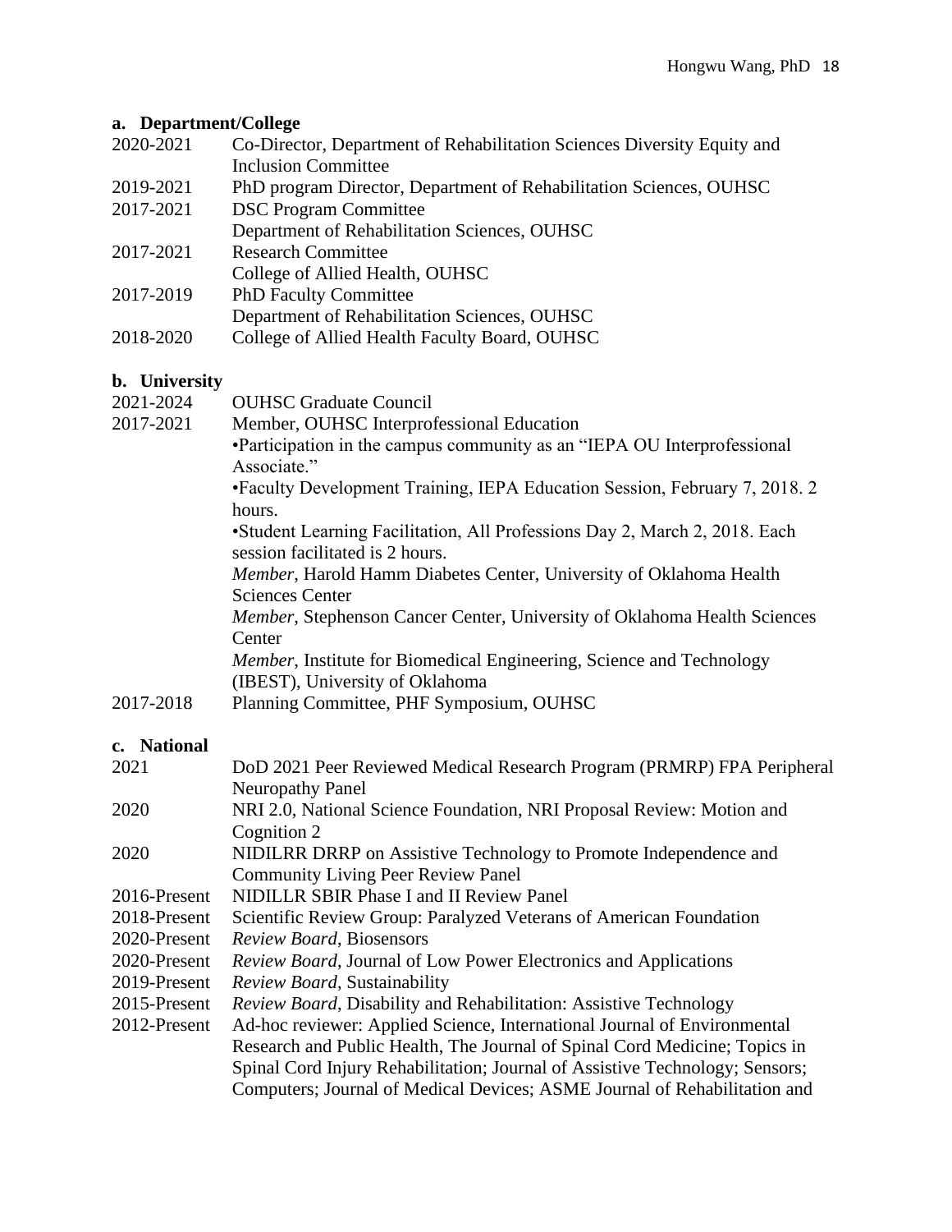**a. Department/College**

2020-2021 Co-Director, Department of Rehabilitation Sciences Diversity Equity and Inclusion Committee

2019-2021 PhD program Director, Department of Rehabilitation Sciences, OUHSC

2017-2021 DSC Program Committee
Department of Rehabilitation Sciences, OUHSC

2017-2021 Research Committee
College of Allied Health, OUHSC

2017-2019 PhD Faculty Committee
Department of Rehabilitation Sciences, OUHSC

2018-2020 College of Allied Health Faculty Board, OUHSC

**b. University**

2021-2024 OUHSC Graduate Council

2017-2021 Member, OUHSC Interprofessional Education
•Participation in the campus community as an "IEPA OU Interprofessional Associate."
•Faculty Development Training, IEPA Education Session, February 7, 2018. 2 hours.
•Student Learning Facilitation, All Professions Day 2, March 2, 2018. Each session facilitated is 2 hours.
*Member*, Harold Hamm Diabetes Center, University of Oklahoma Health Sciences Center
*Member*, Stephenson Cancer Center, University of Oklahoma Health Sciences Center
*Member*, Institute for Biomedical Engineering, Science and Technology (IBEST), University of Oklahoma

2017-2018 Planning Committee, PHF Symposium, OUHSC

**c. National**

2021 DoD 2021 Peer Reviewed Medical Research Program (PRMRP) FPA Peripheral Neuropathy Panel

2020 NRI 2.0, National Science Foundation, NRI Proposal Review: Motion and Cognition 2

2020 NIDILRR DRRP on Assistive Technology to Promote Independence and Community Living Peer Review Panel

2016-Present NIDILLR SBIR Phase I and II Review Panel

2018-Present Scientific Review Group: Paralyzed Veterans of American Foundation

2020-Present *Review Board*, Biosensors

2020-Present *Review Board*, Journal of Low Power Electronics and Applications

2019-Present *Review Board*, Sustainability

2015-Present *Review Board*, Disability and Rehabilitation: Assistive Technology

2012-Present Ad-hoc reviewer: Applied Science, International Journal of Environmental Research and Public Health, The Journal of Spinal Cord Medicine; Topics in Spinal Cord Injury Rehabilitation; Journal of Assistive Technology; Sensors; Computers; Journal of Medical Devices; ASME Journal of Rehabilitation and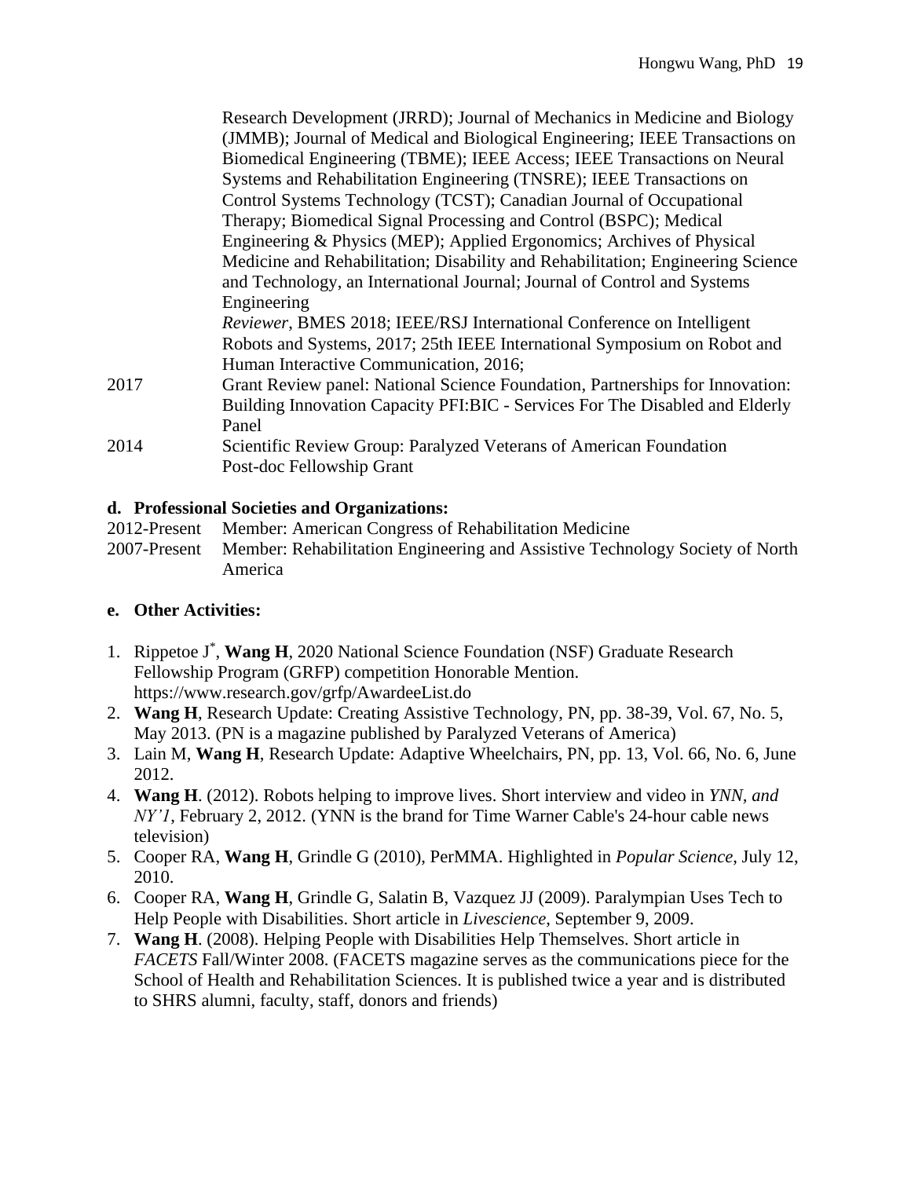Research Development (JRRD); Journal of Mechanics in Medicine and Biology (JMMB); Journal of Medical and Biological Engineering; IEEE Transactions on Biomedical Engineering (TBME); IEEE Access; IEEE Transactions on Neural Systems and Rehabilitation Engineering (TNSRE); IEEE Transactions on Control Systems Technology (TCST); Canadian Journal of Occupational Therapy; Biomedical Signal Processing and Control (BSPC); Medical Engineering & Physics (MEP); Applied Ergonomics; Archives of Physical Medicine and Rehabilitation; Disability and Rehabilitation; Engineering Science and Technology, an International Journal; Journal of Control and Systems Engineering

*Reviewer*, BMES 2018; IEEE/RSJ International Conference on Intelligent Robots and Systems, 2017; 25th IEEE International Symposium on Robot and Human Interactive Communication, 2016;

| | |
|---|---|
| 2017 | Grant Review panel: National Science Foundation, Partnerships for Innovation: Building Innovation Capacity PFI:BIC - Services For The Disabled and Elderly Panel |
| 2014 | Scientific Review Group: Paralyzed Veterans of American Foundation Post-doc Fellowship Grant |

**d. Professional Societies and Organizations:**

| | |
|---|---|
| 2012-Present | Member: American Congress of Rehabilitation Medicine |
| 2007-Present | Member: Rehabilitation Engineering and Assistive Technology Society of North America |

**e. Other Activities:**

1. Rippetoe J*, **Wang H**, 2020 National Science Foundation (NSF) Graduate Research Fellowship Program (GRFP) competition Honorable Mention. https://www.research.gov/grfp/AwardeeList.do
2. **Wang H**, Research Update: Creating Assistive Technology, PN, pp. 38-39, Vol. 67, No. 5, May 2013. (PN is a magazine published by Paralyzed Veterans of America)
3. Lain M, **Wang H**, Research Update: Adaptive Wheelchairs, PN, pp. 13, Vol. 66, No. 6, June 2012.
4. **Wang H**. (2012). Robots helping to improve lives. Short interview and video in *YNN, and NY'1*, February 2, 2012. (YNN is the brand for Time Warner Cable's 24-hour cable news television)
5. Cooper RA, **Wang H**, Grindle G (2010), PerMMA. Highlighted in *Popular Science*, July 12, 2010.
6. Cooper RA, **Wang H**, Grindle G, Salatin B, Vazquez JJ (2009). Paralympian Uses Tech to Help People with Disabilities. Short article in *Livescience*, September 9, 2009.
7. **Wang H**. (2008). Helping People with Disabilities Help Themselves. Short article in *FACETS* Fall/Winter 2008. (FACETS magazine serves as the communications piece for the School of Health and Rehabilitation Sciences. It is published twice a year and is distributed to SHRS alumni, faculty, staff, donors and friends)